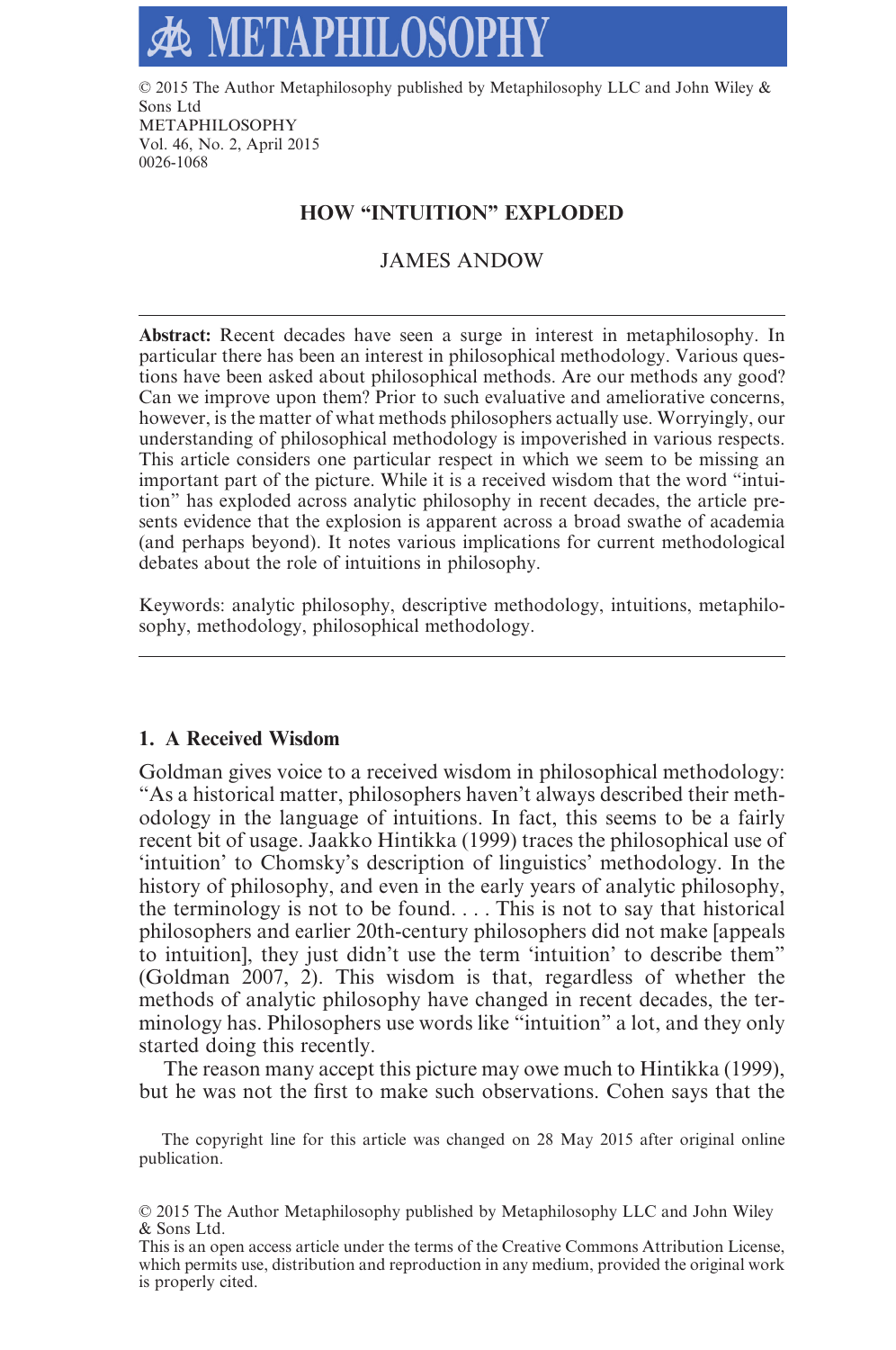© 2015 The Author Metaphilosophy published by Metaphilosophy LLC and John Wiley & Sons Ltd
METAPHILOSOPHY
Vol. 46, No. 2, April 2015
0026-1068

# HOW "INTUITION" EXPLODED

## JAMES ANDOW

**Abstract:** Recent decades have seen a surge in interest in metaphilosophy. In particular there has been an interest in philosophical methodology. Various questions have been asked about philosophical methods. Are our methods any good? Can we improve upon them? Prior to such evaluative and ameliorative concerns, however, is the matter of what methods philosophers actually use. Worryingly, our understanding of philosophical methodology is impoverished in various respects. This article considers one particular respect in which we seem to be missing an important part of the picture. While it is a received wisdom that the word "intuition" has exploded across analytic philosophy in recent decades, the article presents evidence that the explosion is apparent across a broad swathe of academia (and perhaps beyond). It notes various implications for current methodological debates about the role of intuitions in philosophy.

Keywords: analytic philosophy, descriptive methodology, intuitions, metaphilosophy, methodology, philosophical methodology.

## 1. A Received Wisdom

Goldman gives voice to a received wisdom in philosophical methodology: "As a historical matter, philosophers haven't always described their methodology in the language of intuitions. In fact, this seems to be a fairly recent bit of usage. Jaakko Hintikka (1999) traces the philosophical use of 'intuition' to Chomsky's description of linguistics' methodology. In the history of philosophy, and even in the early years of analytic philosophy, the terminology is not to be found. . . . This is not to say that historical philosophers and earlier 20th-century philosophers did not make [appeals to intuition], they just didn't use the term 'intuition' to describe them" (Goldman 2007, 2). This wisdom is that, regardless of whether the methods of analytic philosophy have changed in recent decades, the terminology has. Philosophers use words like "intuition" a lot, and they only started doing this recently.

The reason many accept this picture may owe much to Hintikka (1999), but he was not the first to make such observations. Cohen says that the

The copyright line for this article was changed on 28 May 2015 after original online publication.

© 2015 The Author Metaphilosophy published by Metaphilosophy LLC and John Wiley & Sons Ltd.
This is an open access article under the terms of the Creative Commons Attribution License, which permits use, distribution and reproduction in any medium, provided the original work is properly cited.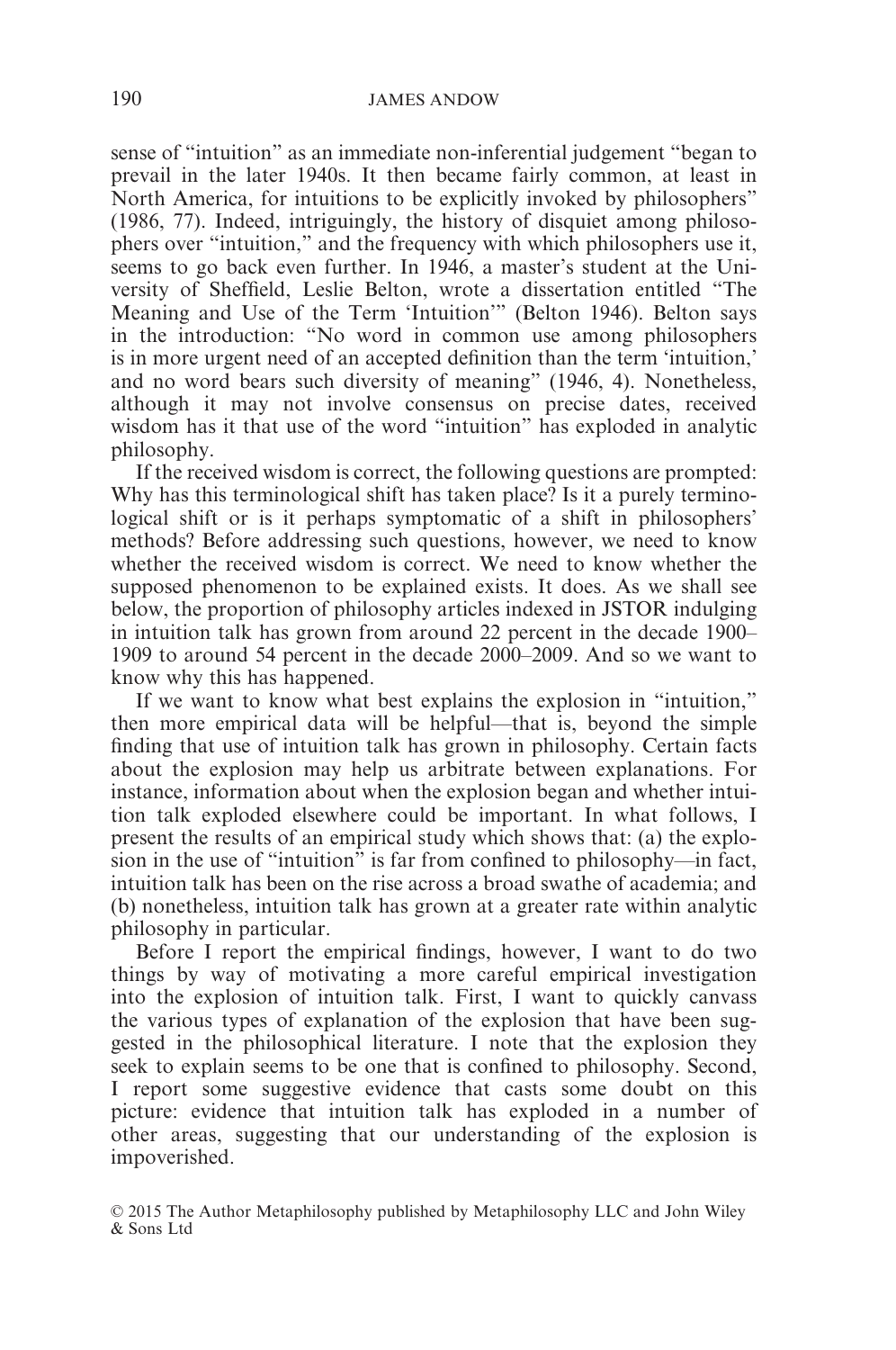sense of "intuition" as an immediate non-inferential judgement "began to prevail in the later 1940s. It then became fairly common, at least in North America, for intuitions to be explicitly invoked by philosophers" (1986, 77). Indeed, intriguingly, the history of disquiet among philosophers over "intuition," and the frequency with which philosophers use it, seems to go back even further. In 1946, a master's student at the University of Sheffield, Leslie Belton, wrote a dissertation entitled "The Meaning and Use of the Term 'Intuition'" (Belton 1946). Belton says in the introduction: "No word in common use among philosophers is in more urgent need of an accepted definition than the term 'intuition,' and no word bears such diversity of meaning" (1946, 4). Nonetheless, although it may not involve consensus on precise dates, received wisdom has it that use of the word "intuition" has exploded in analytic philosophy.

If the received wisdom is correct, the following questions are prompted: Why has this terminological shift has taken place? Is it a purely terminological shift or is it perhaps symptomatic of a shift in philosophers' methods? Before addressing such questions, however, we need to know whether the received wisdom is correct. We need to know whether the supposed phenomenon to be explained exists. It does. As we shall see below, the proportion of philosophy articles indexed in JSTOR indulging in intuition talk has grown from around 22 percent in the decade 1900–1909 to around 54 percent in the decade 2000–2009. And so we want to know why this has happened.

If we want to know what best explains the explosion in "intuition," then more empirical data will be helpful—that is, beyond the simple finding that use of intuition talk has grown in philosophy. Certain facts about the explosion may help us arbitrate between explanations. For instance, information about when the explosion began and whether intuition talk exploded elsewhere could be important. In what follows, I present the results of an empirical study which shows that: (a) the explosion in the use of "intuition" is far from confined to philosophy—in fact, intuition talk has been on the rise across a broad swathe of academia; and (b) nonetheless, intuition talk has grown at a greater rate within analytic philosophy in particular.

Before I report the empirical findings, however, I want to do two things by way of motivating a more careful empirical investigation into the explosion of intuition talk. First, I want to quickly canvass the various types of explanation of the explosion that have been suggested in the philosophical literature. I note that the explosion they seek to explain seems to be one that is confined to philosophy. Second, I report some suggestive evidence that casts some doubt on this picture: evidence that intuition talk has exploded in a number of other areas, suggesting that our understanding of the explosion is impoverished.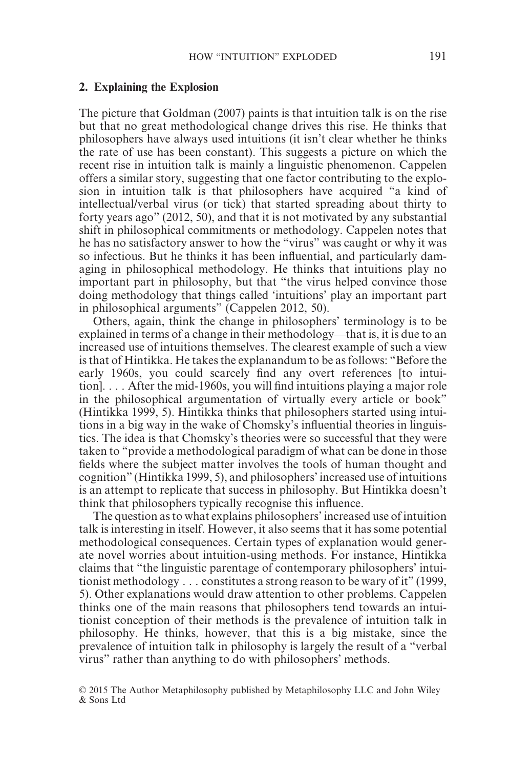## 2. Explaining the Explosion

The picture that Goldman (2007) paints is that intuition talk is on the rise but that no great methodological change drives this rise. He thinks that philosophers have always used intuitions (it isn't clear whether he thinks the rate of use has been constant). This suggests a picture on which the recent rise in intuition talk is mainly a linguistic phenomenon. Cappelen offers a similar story, suggesting that one factor contributing to the explosion in intuition talk is that philosophers have acquired "a kind of intellectual/verbal virus (or tick) that started spreading about thirty to forty years ago" (2012, 50), and that it is not motivated by any substantial shift in philosophical commitments or methodology. Cappelen notes that he has no satisfactory answer to how the "virus" was caught or why it was so infectious. But he thinks it has been influential, and particularly damaging in philosophical methodology. He thinks that intuitions play no important part in philosophy, but that "the virus helped convince those doing methodology that things called 'intuitions' play an important part in philosophical arguments" (Cappelen 2012, 50).

Others, again, think the change in philosophers' terminology is to be explained in terms of a change in their methodology—that is, it is due to an increased use of intuitions themselves. The clearest example of such a view is that of Hintikka. He takes the explanandum to be as follows: "Before the early 1960s, you could scarcely find any overt references [to intuition]. . . . After the mid-1960s, you will find intuitions playing a major role in the philosophical argumentation of virtually every article or book" (Hintikka 1999, 5). Hintikka thinks that philosophers started using intuitions in a big way in the wake of Chomsky's influential theories in linguistics. The idea is that Chomsky's theories were so successful that they were taken to "provide a methodological paradigm of what can be done in those fields where the subject matter involves the tools of human thought and cognition" (Hintikka 1999, 5), and philosophers' increased use of intuitions is an attempt to replicate that success in philosophy. But Hintikka doesn't think that philosophers typically recognise this influence.

The question as to what explains philosophers' increased use of intuition talk is interesting in itself. However, it also seems that it has some potential methodological consequences. Certain types of explanation would generate novel worries about intuition-using methods. For instance, Hintikka claims that "the linguistic parentage of contemporary philosophers' intuitionist methodology . . . constitutes a strong reason to be wary of it" (1999, 5). Other explanations would draw attention to other problems. Cappelen thinks one of the main reasons that philosophers tend towards an intuitionist conception of their methods is the prevalence of intuition talk in philosophy. He thinks, however, that this is a big mistake, since the prevalence of intuition talk in philosophy is largely the result of a "verbal virus" rather than anything to do with philosophers' methods.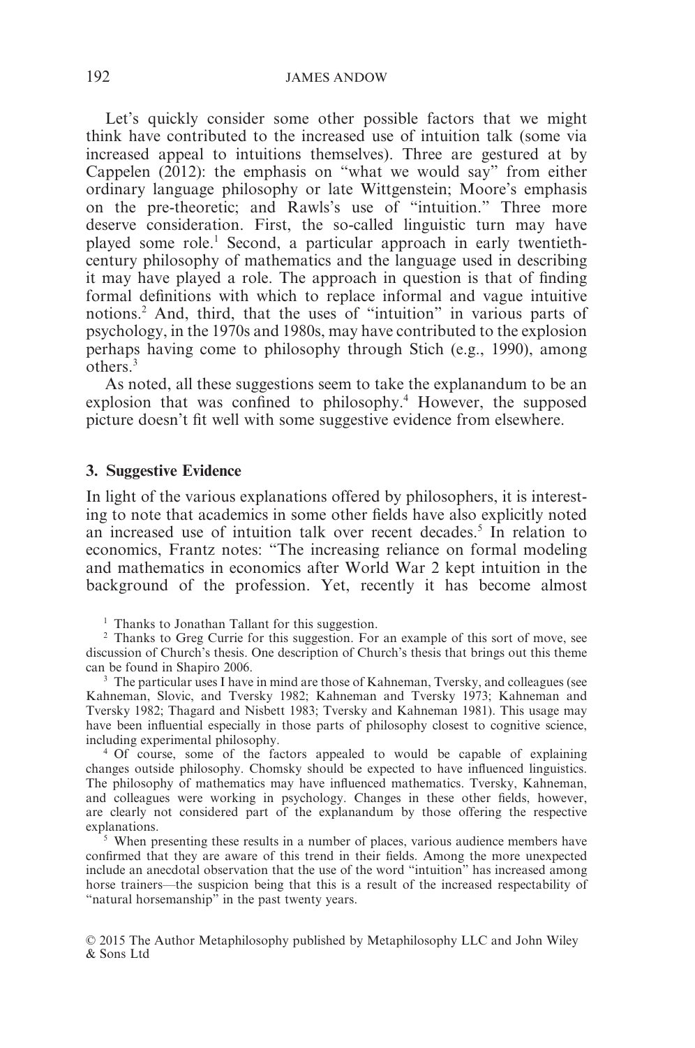Let's quickly consider some other possible factors that we might think have contributed to the increased use of intuition talk (some via increased appeal to intuitions themselves). Three are gestured at by Cappelen (2012): the emphasis on "what we would say" from either ordinary language philosophy or late Wittgenstein; Moore's emphasis on the pre-theoretic; and Rawls's use of "intuition." Three more deserve consideration. First, the so-called linguistic turn may have played some role.[1] Second, a particular approach in early twentieth-century philosophy of mathematics and the language used in describing it may have played a role. The approach in question is that of finding formal definitions with which to replace informal and vague intuitive notions.[2] And, third, that the uses of "intuition" in various parts of psychology, in the 1970s and 1980s, may have contributed to the explosion perhaps having come to philosophy through Stich (e.g., 1990), among others.[3]

As noted, all these suggestions seem to take the explanandum to be an explosion that was confined to philosophy.[4] However, the supposed picture doesn't fit well with some suggestive evidence from elsewhere.

## 3. Suggestive Evidence

In light of the various explanations offered by philosophers, it is interesting to note that academics in some other fields have also explicitly noted an increased use of intuition talk over recent decades.[5] In relation to economics, Frantz notes: "The increasing reliance on formal modeling and mathematics in economics after World War 2 kept intuition in the background of the profession. Yet, recently it has become almost

[1] Thanks to Jonathan Tallant for this suggestion.

[2] Thanks to Greg Currie for this suggestion. For an example of this sort of move, see discussion of Church's thesis. One description of Church's thesis that brings out this theme can be found in Shapiro 2006.

[3] The particular uses I have in mind are those of Kahneman, Tversky, and colleagues (see Kahneman, Slovic, and Tversky 1982; Kahneman and Tversky 1973; Kahneman and Tversky 1982; Thagard and Nisbett 1983; Tversky and Kahneman 1981). This usage may have been influential especially in those parts of philosophy closest to cognitive science, including experimental philosophy.

[4] Of course, some of the factors appealed to would be capable of explaining changes outside philosophy. Chomsky should be expected to have influenced linguistics. The philosophy of mathematics may have influenced mathematics. Tversky, Kahneman, and colleagues were working in psychology. Changes in these other fields, however, are clearly not considered part of the explanandum by those offering the respective explanations.

[5] When presenting these results in a number of places, various audience members have confirmed that they are aware of this trend in their fields. Among the more unexpected include an anecdotal observation that the use of the word "intuition" has increased among horse trainers—the suspicion being that this is a result of the increased respectability of "natural horsemanship" in the past twenty years.

© 2015 The Author Metaphilosophy published by Metaphilosophy LLC and John Wiley & Sons Ltd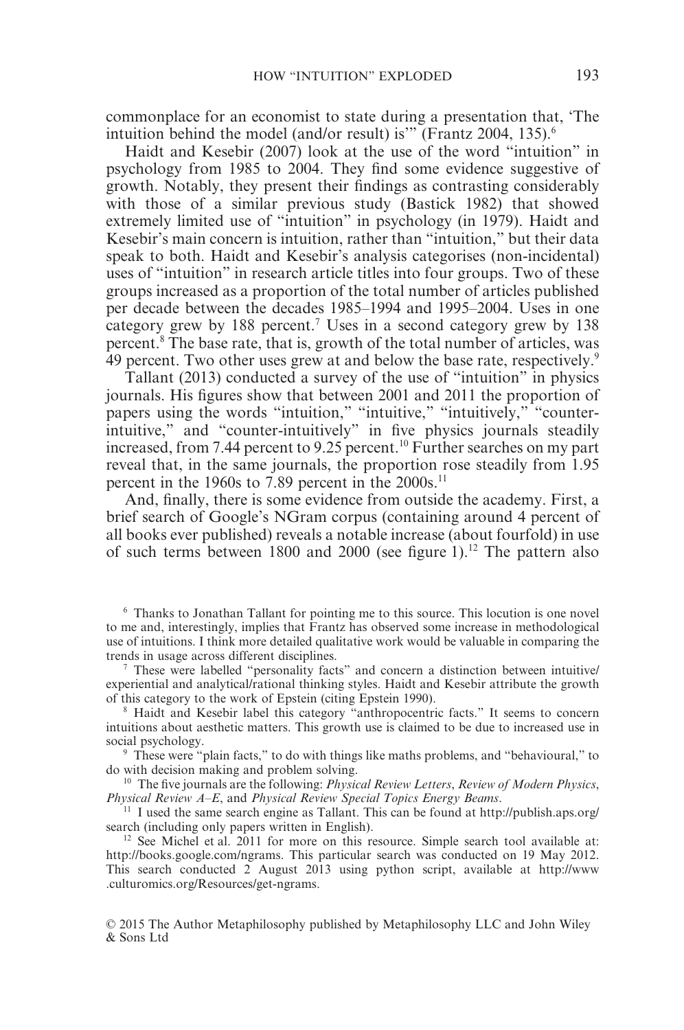commonplace for an economist to state during a presentation that, 'The intuition behind the model (and/or result) is'" (Frantz 2004, 135).[6]

Haidt and Kesebir (2007) look at the use of the word "intuition" in psychology from 1985 to 2004. They find some evidence suggestive of growth. Notably, they present their findings as contrasting considerably with those of a similar previous study (Bastick 1982) that showed extremely limited use of "intuition" in psychology (in 1979). Haidt and Kesebir's main concern is intuition, rather than "intuition," but their data speak to both. Haidt and Kesebir's analysis categorises (non-incidental) uses of "intuition" in research article titles into four groups. Two of these groups increased as a proportion of the total number of articles published per decade between the decades 1985–1994 and 1995–2004. Uses in one category grew by 188 percent.[7] Uses in a second category grew by 138 percent.[8] The base rate, that is, growth of the total number of articles, was 49 percent. Two other uses grew at and below the base rate, respectively.[9]

Tallant (2013) conducted a survey of the use of "intuition" in physics journals. His figures show that between 2001 and 2011 the proportion of papers using the words "intuition," "intuitive," "intuitively," "counter-intuitive," and "counter-intuitively" in five physics journals steadily increased, from 7.44 percent to 9.25 percent.[10] Further searches on my part reveal that, in the same journals, the proportion rose steadily from 1.95 percent in the 1960s to 7.89 percent in the 2000s.[11]

And, finally, there is some evidence from outside the academy. First, a brief search of Google's NGram corpus (containing around 4 percent of all books ever published) reveals a notable increase (about fourfold) in use of such terms between 1800 and 2000 (see figure 1).[12] The pattern also

[6] Thanks to Jonathan Tallant for pointing me to this source. This locution is one novel to me and, interestingly, implies that Frantz has observed some increase in methodological use of intuitions. I think more detailed qualitative work would be valuable in comparing the trends in usage across different disciplines.

[7] These were labelled "personality facts" and concern a distinction between intuitive/experiential and analytical/rational thinking styles. Haidt and Kesebir attribute the growth of this category to the work of Epstein (citing Epstein 1990).

[8] Haidt and Kesebir label this category "anthropocentric facts." It seems to concern intuitions about aesthetic matters. This growth use is claimed to be due to increased use in social psychology.

[9] These were "plain facts," to do with things like maths problems, and "behavioural," to do with decision making and problem solving.

[10] The five journals are the following: *Physical Review Letters*, *Review of Modern Physics*, *Physical Review A–E*, and *Physical Review Special Topics Energy Beams*.

[11] I used the same search engine as Tallant. This can be found at http://publish.aps.org/search (including only papers written in English).

[12] See Michel et al. 2011 for more on this resource. Simple search tool available at: http://books.google.com/ngrams. This particular search was conducted on 19 May 2012. This search conducted 2 August 2013 using python script, available at http://www.culturomics.org/Resources/get-ngrams.

© 2015 The Author Metaphilosophy published by Metaphilosophy LLC and John Wiley & Sons Ltd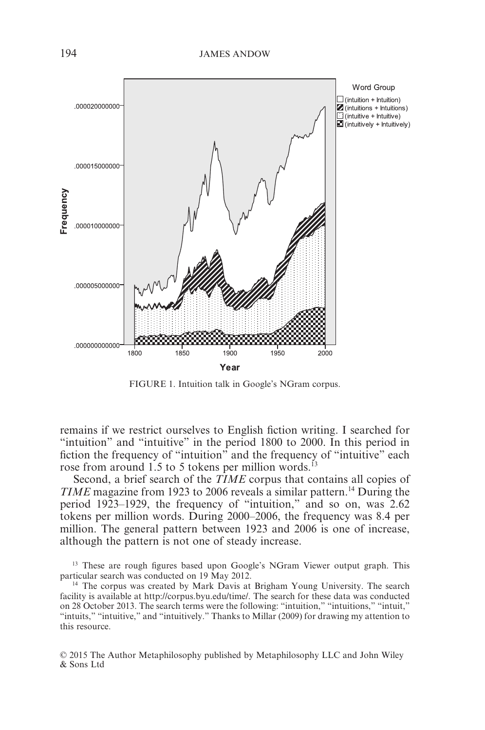FIGURE 1. Intuition talk in Google's NGram corpus.

remains if we restrict ourselves to English fiction writing. I searched for "intuition" and "intuitive" in the period 1800 to 2000. In this period in fiction the frequency of "intuition" and the frequency of "intuitive" each rose from around 1.5 to 5 tokens per million words.[13]

Second, a brief search of the *TIME* corpus that contains all copies of *TIME* magazine from 1923 to 2006 reveals a similar pattern.[14] During the period 1923–1929, the frequency of "intuition," and so on, was 2.62 tokens per million words. During 2000–2006, the frequency was 8.4 per million. The general pattern between 1923 and 2006 is one of increase, although the pattern is not one of steady increase.

[13] These are rough figures based upon Google's NGram Viewer output graph. This particular search was conducted on 19 May 2012.

[14] The corpus was created by Mark Davis at Brigham Young University. The search facility is available at http://corpus.byu.edu/time/. The search for these data was conducted on 28 October 2013. The search terms were the following: "intuition," "intuitions," "intuit," "intuits," "intuitive," and "intuitively." Thanks to Millar (2009) for drawing my attention to this resource.

© 2015 The Author Metaphilosophy published by Metaphilosophy LLC and John Wiley & Sons Ltd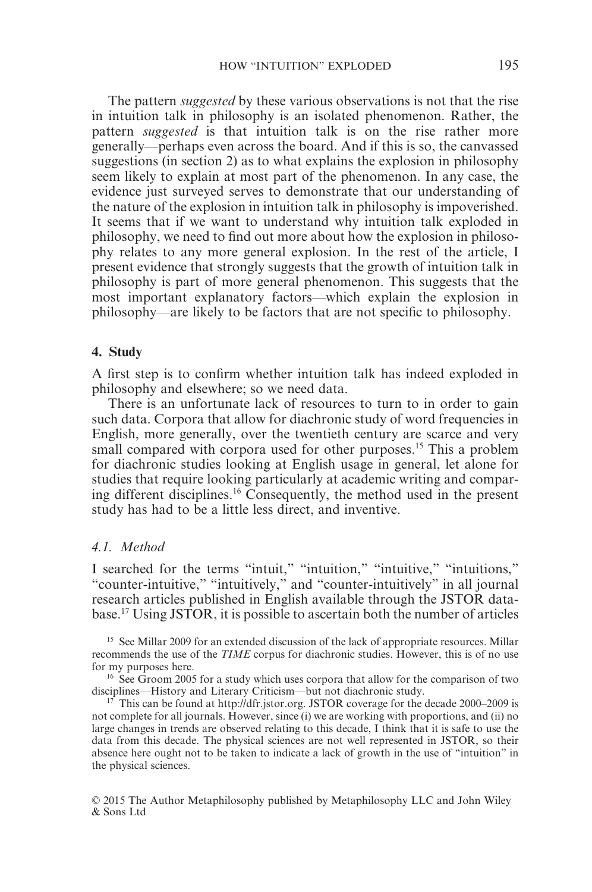The pattern *suggested* by these various observations is not that the rise in intuition talk in philosophy is an isolated phenomenon. Rather, the pattern *suggested* is that intuition talk is on the rise rather more generally—perhaps even across the board. And if this is so, the canvassed suggestions (in section 2) as to what explains the explosion in philosophy seem likely to explain at most part of the phenomenon. In any case, the evidence just surveyed serves to demonstrate that our understanding of the nature of the explosion in intuition talk in philosophy is impoverished. It seems that if we want to understand why intuition talk exploded in philosophy, we need to find out more about how the explosion in philosophy relates to any more general explosion. In the rest of the article, I present evidence that strongly suggests that the growth of intuition talk in philosophy is part of more general phenomenon. This suggests that the most important explanatory factors—which explain the explosion in philosophy—are likely to be factors that are not specific to philosophy.

## 4. Study

A first step is to confirm whether intuition talk has indeed exploded in philosophy and elsewhere; so we need data.

There is an unfortunate lack of resources to turn to in order to gain such data. Corpora that allow for diachronic study of word frequencies in English, more generally, over the twentieth century are scarce and very small compared with corpora used for other purposes.[15] This a problem for diachronic studies looking at English usage in general, let alone for studies that require looking particularly at academic writing and comparing different disciplines.[16] Consequently, the method used in the present study has had to be a little less direct, and inventive.

### *4.1. Method*

I searched for the terms "intuit," "intuition," "intuitive," "intuitions," "counter-intuitive," "intuitively," and "counter-intuitively" in all journal research articles published in English available through the JSTOR database.[17] Using JSTOR, it is possible to ascertain both the number of articles

[15] See Millar 2009 for an extended discussion of the lack of appropriate resources. Millar recommends the use of the *TIME* corpus for diachronic studies. However, this is of no use for my purposes here.

[16] See Groom 2005 for a study which uses corpora that allow for the comparison of two disciplines—History and Literary Criticism—but not diachronic study.

[17] This can be found at http://dfr.jstor.org. JSTOR coverage for the decade 2000–2009 is not complete for all journals. However, since (i) we are working with proportions, and (ii) no large changes in trends are observed relating to this decade, I think that it is safe to use the data from this decade. The physical sciences are not well represented in JSTOR, so their absence here ought not to be taken to indicate a lack of growth in the use of "intuition" in the physical sciences.

© 2015 The Author Metaphilosophy published by Metaphilosophy LLC and John Wiley & Sons Ltd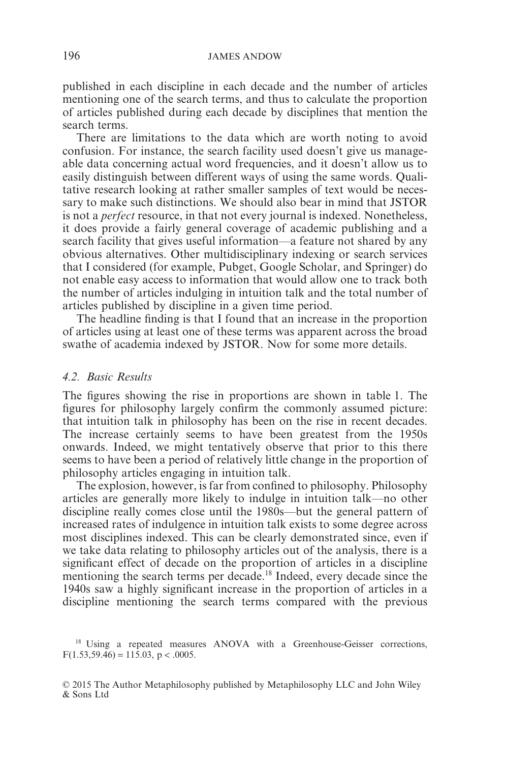published in each discipline in each decade and the number of articles mentioning one of the search terms, and thus to calculate the proportion of articles published during each decade by disciplines that mention the search terms.

There are limitations to the data which are worth noting to avoid confusion. For instance, the search facility used doesn't give us manageable data concerning actual word frequencies, and it doesn't allow us to easily distinguish between different ways of using the same words. Qualitative research looking at rather smaller samples of text would be necessary to make such distinctions. We should also bear in mind that JSTOR is not a *perfect* resource, in that not every journal is indexed. Nonetheless, it does provide a fairly general coverage of academic publishing and a search facility that gives useful information—a feature not shared by any obvious alternatives. Other multidisciplinary indexing or search services that I considered (for example, Pubget, Google Scholar, and Springer) do not enable easy access to information that would allow one to track both the number of articles indulging in intuition talk and the total number of articles published by discipline in a given time period.

The headline finding is that I found that an increase in the proportion of articles using at least one of these terms was apparent across the broad swathe of academia indexed by JSTOR. Now for some more details.

### *4.2. Basic Results*

The figures showing the rise in proportions are shown in table 1. The figures for philosophy largely confirm the commonly assumed picture: that intuition talk in philosophy has been on the rise in recent decades. The increase certainly seems to have been greatest from the 1950s onwards. Indeed, we might tentatively observe that prior to this there seems to have been a period of relatively little change in the proportion of philosophy articles engaging in intuition talk.

The explosion, however, is far from confined to philosophy. Philosophy articles are generally more likely to indulge in intuition talk—no other discipline really comes close until the 1980s—but the general pattern of increased rates of indulgence in intuition talk exists to some degree across most disciplines indexed. This can be clearly demonstrated since, even if we take data relating to philosophy articles out of the analysis, there is a significant effect of decade on the proportion of articles in a discipline mentioning the search terms per decade.[18] Indeed, every decade since the 1940s saw a highly significant increase in the proportion of articles in a discipline mentioning the search terms compared with the previous

[18] Using a repeated measures ANOVA with a Greenhouse-Geisser corrections, $F(1.53, 59.46) = 115.03$, $p < .0005$.

© 2015 The Author Metaphilosophy published by Metaphilosophy LLC and John Wiley & Sons Ltd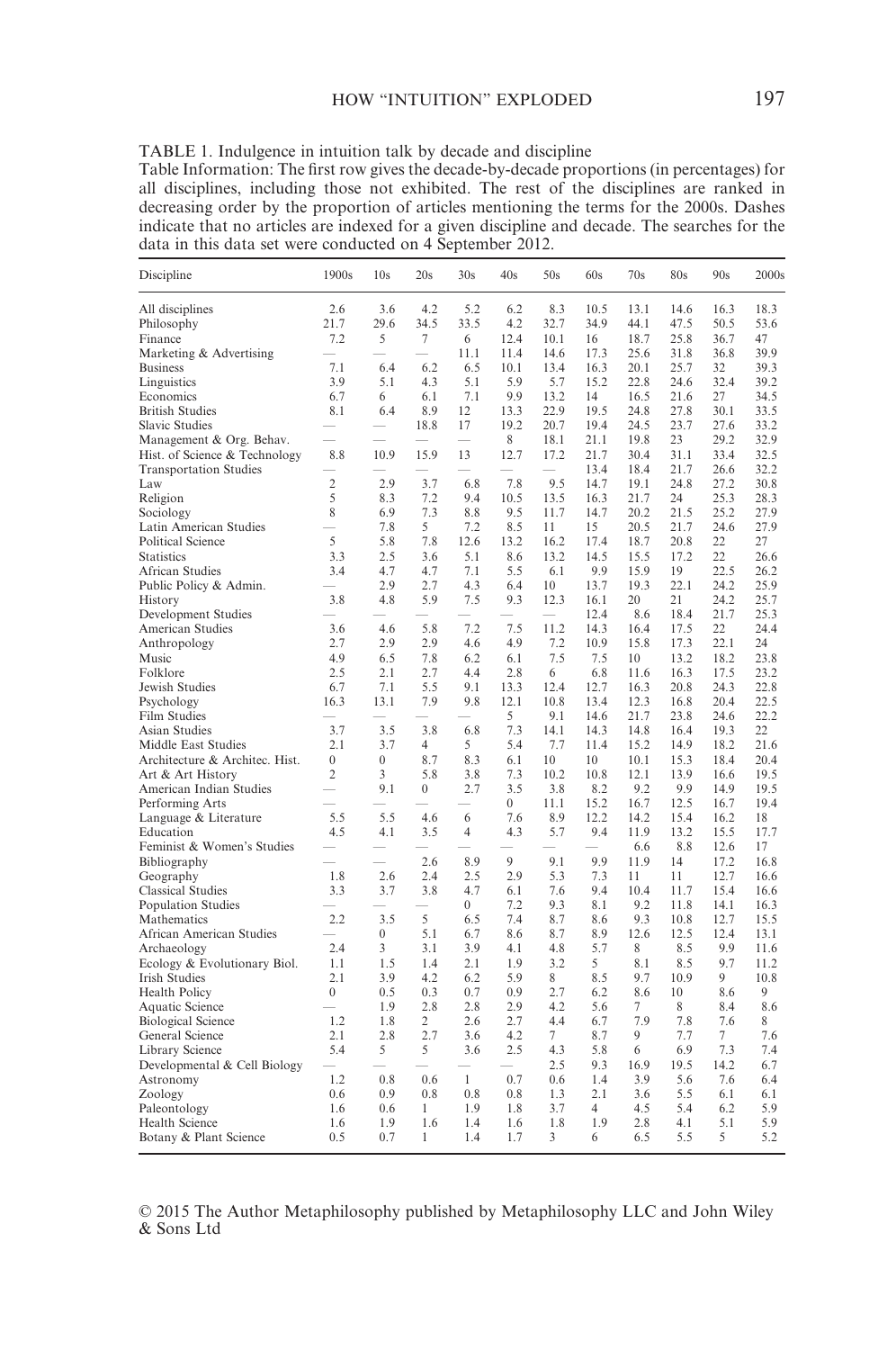TABLE 1. Indulgence in intuition talk by decade and discipline

Table Information: The first row gives the decade-by-decade proportions (in percentages) for all disciplines, including those not exhibited. The rest of the disciplines are ranked in decreasing order by the proportion of articles mentioning the terms for the 2000s. Dashes indicate that no articles are indexed for a given discipline and decade. The searches for the data in this data set were conducted on 4 September 2012.

| Discipline | 1900s | 10s | 20s | 30s | 40s | 50s | 60s | 70s | 80s | 90s | 2000s |
|---|---|---|---|---|---|---|---|---|---|---|---|
| All disciplines | 2.6 | 3.6 | 4.2 | 5.2 | 6.2 | 8.3 | 10.5 | 13.1 | 14.6 | 16.3 | 18.3 |
| Philosophy | 21.7 | 29.6 | 34.5 | 33.5 | 4.2 | 32.7 | 34.9 | 44.1 | 47.5 | 50.5 | 53.6 |
| Finance | 7.2 | 5 | 7 | 6 | 12.4 | 10.1 | 16 | 18.7 | 25.8 | 36.7 | 47 |
| Marketing & Advertising | — | — | — | 11.1 | 11.4 | 14.6 | 17.3 | 25.6 | 31.8 | 36.8 | 39.9 |
| Business | 7.1 | 6.4 | 6.2 | 6.5 | 10.1 | 13.4 | 16.3 | 20.1 | 25.7 | 32 | 39.3 |
| Linguistics | 3.9 | 5.1 | 4.3 | 5.1 | 5.9 | 5.7 | 15.2 | 22.8 | 24.6 | 32.4 | 39.2 |
| Economics | 6.7 | 6 | 6.1 | 7.1 | 9.9 | 13.2 | 14 | 16.5 | 21.6 | 27 | 34.5 |
| British Studies | 8.1 | 6.4 | 8.9 | 12 | 13.3 | 22.9 | 19.5 | 24.8 | 27.8 | 30.1 | 33.5 |
| Slavic Studies | — | — | 18.8 | 17 | 19.2 | 20.7 | 19.4 | 24.5 | 23.7 | 27.6 | 33.2 |
| Management & Org. Behav. | — | — | — | — | 8 | 18.1 | 21.1 | 19.8 | 23 | 29.2 | 32.9 |
| Hist. of Science & Technology | 8.8 | 10.9 | 15.9 | 13 | 12.7 | 17.2 | 21.7 | 30.4 | 31.1 | 33.4 | 32.5 |
| Transportation Studies | — | — | — | — | — | — | 13.4 | 18.4 | 21.7 | 26.6 | 32.2 |
| Law | 2 | 2.9 | 3.7 | 6.8 | 7.8 | 9.5 | 14.7 | 19.1 | 24.8 | 27.2 | 30.8 |
| Religion | 5 | 8.3 | 7.2 | 9.4 | 10.5 | 13.5 | 16.3 | 21.7 | 24 | 25.3 | 28.3 |
| Sociology | 8 | 6.9 | 7.3 | 8.8 | 9.5 | 11.7 | 14.7 | 20.2 | 21.5 | 25.2 | 27.9 |
| Latin American Studies | — | 7.8 | 5 | 7.2 | 8.5 | 11 | 15 | 20.5 | 21.7 | 24.6 | 27.9 |
| Political Science | 5 | 5.8 | 7.8 | 12.6 | 13.2 | 16.2 | 17.4 | 18.7 | 20.8 | 22 | 27 |
| Statistics | 3.3 | 2.5 | 3.6 | 5.1 | 8.6 | 13.2 | 14.5 | 15.5 | 17.2 | 22 | 26.6 |
| African Studies | 3.4 | 4.7 | 4.7 | 7.1 | 5.5 | 6.1 | 9.9 | 15.9 | 19 | 22.5 | 26.2 |
| Public Policy & Admin. | — | 2.9 | 2.7 | 4.3 | 6.4 | 10 | 13.7 | 19.3 | 22.1 | 24.2 | 25.9 |
| History | 3.8 | 4.8 | 5.9 | 7.5 | 9.3 | 12.3 | 16.1 | 20 | 21 | 24.2 | 25.7 |
| Development Studies | — | — | — | — | — | — | 12.4 | 8.6 | 18.4 | 21.7 | 25.3 |
| American Studies | 3.6 | 4.6 | 5.8 | 7.2 | 7.5 | 11.2 | 14.3 | 16.4 | 17.5 | 22 | 24.4 |
| Anthropology | 2.7 | 2.9 | 2.9 | 4.6 | 4.9 | 7.2 | 10.9 | 15.8 | 17.3 | 22.1 | 24 |
| Music | 4.9 | 6.5 | 7.8 | 6.2 | 6.1 | 7.5 | 7.5 | 10 | 13.2 | 18.2 | 23.8 |
| Folklore | 2.5 | 2.1 | 2.7 | 4.4 | 2.8 | 6 | 6.8 | 11.6 | 16.3 | 17.5 | 23.2 |
| Jewish Studies | 6.7 | 7.1 | 5.5 | 9.1 | 13.3 | 12.4 | 12.7 | 16.3 | 20.8 | 24.3 | 22.8 |
| Psychology | 16.3 | 13.1 | 7.9 | 9.8 | 12.1 | 10.8 | 13.4 | 12.3 | 16.8 | 20.4 | 22.5 |
| Film Studies | — | — | — | — | 5 | 9.1 | 14.6 | 21.7 | 23.8 | 24.6 | 22.2 |
| Asian Studies | 3.7 | 3.5 | 3.8 | 6.8 | 7.3 | 14.1 | 14.3 | 14.8 | 16.4 | 19.3 | 22 |
| Middle East Studies | 2.1 | 3.7 | 4 | 5 | 5.4 | 7.7 | 11.4 | 15.2 | 14.9 | 18.2 | 21.6 |
| Architecture & Architec. Hist. | 0 | 0 | 8.7 | 8.3 | 6.1 | 10 | 10 | 10.1 | 15.3 | 18.4 | 20.4 |
| Art & Art History | 2 | 3 | 5.8 | 3.8 | 7.3 | 10.2 | 10.8 | 12.1 | 13.9 | 16.6 | 19.5 |
| American Indian Studies | — | 9.1 | 0 | 2.7 | 3.5 | 3.8 | 8.2 | 9.2 | 9.9 | 14.9 | 19.5 |
| Performing Arts | — | — | — | — | 0 | 11.1 | 15.2 | 16.7 | 12.5 | 16.7 | 19.4 |
| Language & Literature | 5.5 | 5.5 | 4.6 | 6 | 7.6 | 8.9 | 12.2 | 14.2 | 15.4 | 16.2 | 18 |
| Education | 4.5 | 4.1 | 3.5 | 4 | 4.3 | 5.7 | 9.4 | 11.9 | 13.2 | 15.5 | 17.7 |
| Feminist & Women's Studies | — | — | — | — | — | — | — | 6.6 | 8.8 | 12.6 | 17 |
| Bibliography | — | — | 2.6 | 8.9 | 9 | 9.1 | 9.9 | 11.9 | 14 | 17.2 | 16.8 |
| Geography | 1.8 | 2.6 | 2.4 | 2.5 | 2.9 | 5.3 | 7.3 | 11 | 11 | 12.7 | 16.6 |
| Classical Studies | 3.3 | 3.7 | 3.8 | 4.7 | 6.1 | 7.6 | 9.4 | 10.4 | 11.7 | 15.4 | 16.6 |
| Population Studies | — | — | — | 0 | 7.2 | 9.3 | 8.1 | 9.2 | 11.8 | 14.1 | 16.3 |
| Mathematics | 2.2 | 3.5 | 5 | 6.5 | 7.4 | 8.7 | 8.6 | 9.3 | 10.8 | 12.7 | 15.5 |
| African American Studies | — | 0 | 5.1 | 6.7 | 8.6 | 8.7 | 8.9 | 12.6 | 12.5 | 12.4 | 13.1 |
| Archaeology | 2.4 | 3 | 3.1 | 3.9 | 4.1 | 4.8 | 5.7 | 8 | 8.5 | 9.9 | 11.6 |
| Ecology & Evolutionary Biol. | 1.1 | 1.5 | 1.4 | 2.1 | 1.9 | 3.2 | 5 | 8.1 | 8.5 | 9.7 | 11.2 |
| Irish Studies | 2.1 | 3.9 | 4.2 | 6.2 | 5.9 | 8 | 8.5 | 9.7 | 10.9 | 9 | 10.8 |
| Health Policy | 0 | 0.5 | 0.3 | 0.7 | 0.9 | 2.7 | 6.2 | 8.6 | 10 | 8.6 | 9 |
| Aquatic Science | — | 1.9 | 2.8 | 2.8 | 2.9 | 4.2 | 5.6 | 7 | 8 | 8.4 | 8.6 |
| Biological Science | 1.2 | 1.8 | 2 | 2.6 | 2.7 | 4.4 | 6.7 | 7.9 | 7.8 | 7.6 | 8 |
| General Science | 2.1 | 2.8 | 2.7 | 3.6 | 4.2 | 7 | 8.7 | 9 | 7.7 | 7 | 7.6 |
| Library Science | 5.4 | 5 | 5 | 3.6 | 2.5 | 4.3 | 5.8 | 6 | 6.9 | 7.3 | 7.4 |
| Developmental & Cell Biology | — | — | — | — | — | 2.5 | 9.3 | 16.9 | 19.5 | 14.2 | 6.7 |
| Astronomy | 1.2 | 0.8 | 0.6 | 1 | 0.7 | 0.6 | 1.4 | 3.9 | 5.6 | 7.6 | 6.4 |
| Zoology | 0.6 | 0.9 | 0.8 | 0.8 | 0.8 | 1.3 | 2.1 | 3.6 | 5.5 | 6.1 | 6.1 |
| Paleontology | 1.6 | 0.6 | 1 | 1.9 | 1.8 | 3.7 | 4 | 4.5 | 5.4 | 6.2 | 5.9 |
| Health Science | 1.6 | 1.9 | 1.6 | 1.4 | 1.6 | 1.8 | 1.9 | 2.8 | 4.1 | 5.1 | 5.9 |
| Botany & Plant Science | 0.5 | 0.7 | 1 | 1.4 | 1.7 | 3 | 6 | 6.5 | 5.5 | 5 | 5.2 |

© 2015 The Author Metaphilosophy published by Metaphilosophy LLC and John Wiley & Sons Ltd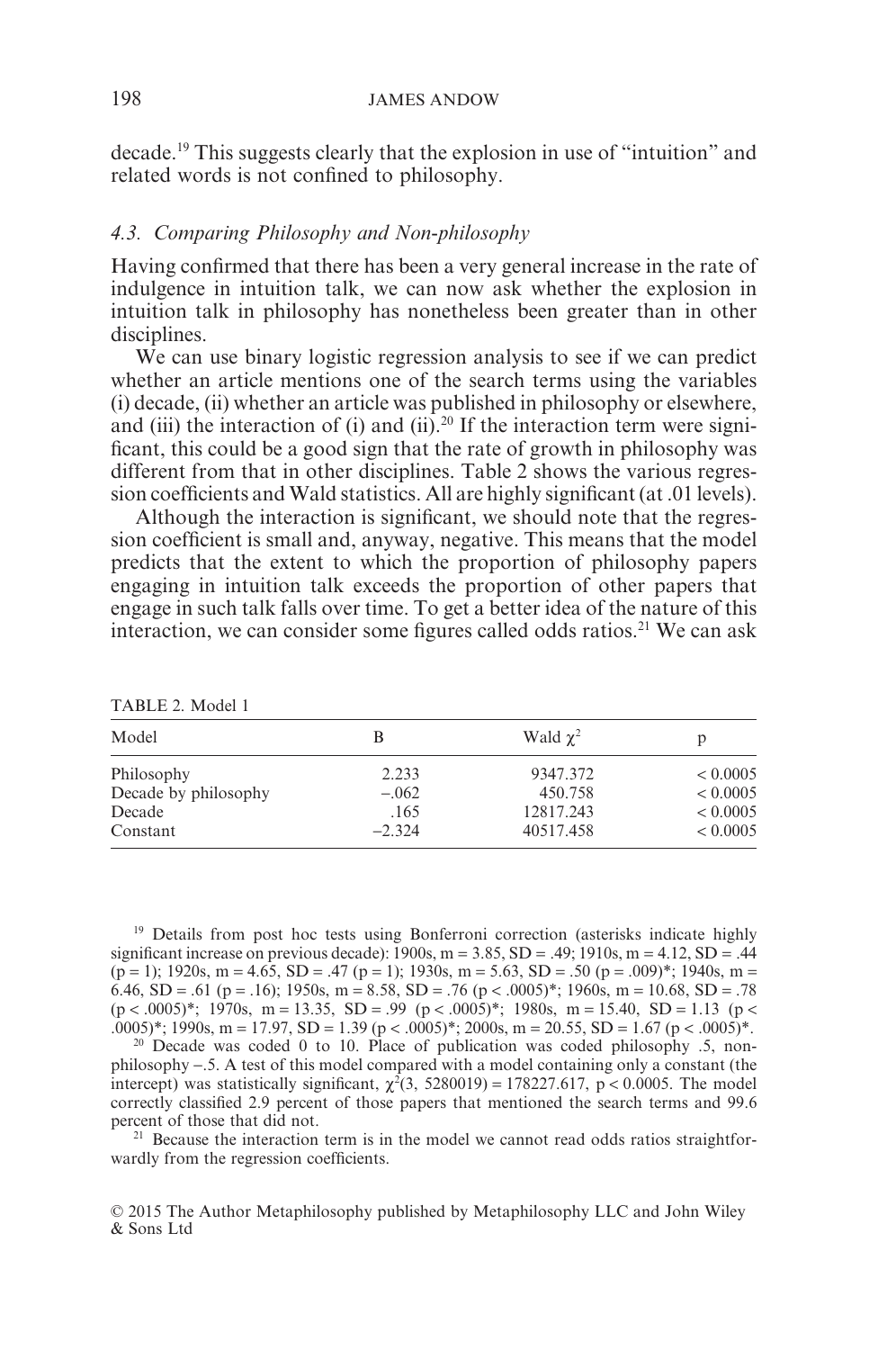decade.[19] This suggests clearly that the explosion in use of "intuition" and related words is not confined to philosophy.

### *4.3. Comparing Philosophy and Non-philosophy*

Having confirmed that there has been a very general increase in the rate of indulgence in intuition talk, we can now ask whether the explosion in intuition talk in philosophy has nonetheless been greater than in other disciplines.

We can use binary logistic regression analysis to see if we can predict whether an article mentions one of the search terms using the variables (i) decade, (ii) whether an article was published in philosophy or elsewhere, and (iii) the interaction of (i) and (ii).[20] If the interaction term were significant, this could be a good sign that the rate of growth in philosophy was different from that in other disciplines. Table 2 shows the various regression coefficients and Wald statistics. All are highly significant (at .01 levels).

Although the interaction is significant, we should note that the regression coefficient is small and, anyway, negative. This means that the model predicts that the extent to which the proportion of philosophy papers engaging in intuition talk exceeds the proportion of other papers that engage in such talk falls over time. To get a better idea of the nature of this interaction, we can consider some figures called odds ratios.[21] We can ask

TABLE 2. Model 1

| Model | B | Wald $\chi^2$ | p |
|---|---|---|---|
| Philosophy | 2.233 | 9347.372 | $< 0.0005$ |
| Decade by philosophy | $-.062$ | 450.758 | $< 0.0005$ |
| Decade | .165 | 12817.243 | $< 0.0005$ |
| Constant | $-2.324$ | 40517.458 | $< 0.0005$ |

[19] Details from post hoc tests using Bonferroni correction (asterisks indicate highly significant increase on previous decade): 1900s, m = 3.85, SD = .49; 1910s, m = 4.12, SD = .44 (p = 1); 1920s, m = 4.65, SD = .47 (p = 1); 1930s, m = 5.63, SD = .50 (p = .009)*; 1940s, m = 6.46, SD = .61 (p = .16); 1950s, m = 8.58, SD = .76 (p < .0005)*; 1960s, m = 10.68, SD = .78 (p < .0005)*; 1970s, m = 13.35, SD = .99 (p < .0005)*; 1980s, m = 15.40, SD = 1.13 (p < .0005)*; 1990s, m = 17.97, SD = 1.39 (p < .0005)*; 2000s, m = 20.55, SD = 1.67 (p < .0005)*.

[20] Decade was coded 0 to 10. Place of publication was coded philosophy .5, non-philosophy –.5. A test of this model compared with a model containing only a constant (the intercept) was statistically significant, $\chi^2(3, 5280019) = 178227.617$, $p < 0.0005$. The model correctly classified 2.9 percent of those papers that mentioned the search terms and 99.6 percent of those that did not.

[21] Because the interaction term is in the model we cannot read odds ratios straightforwardly from the regression coefficients.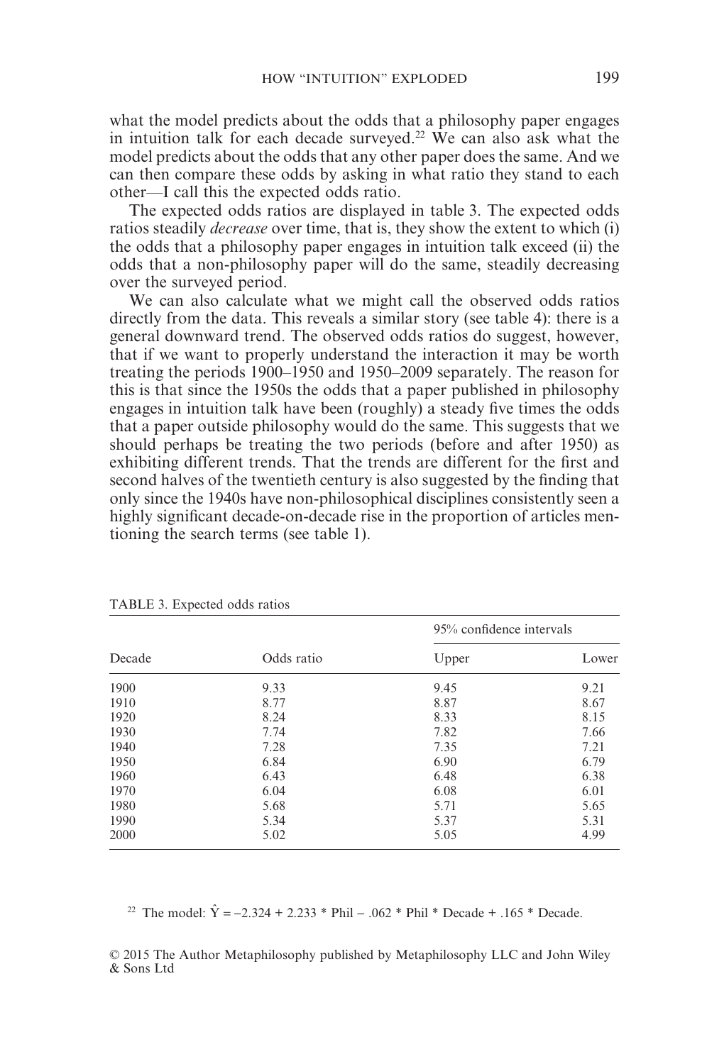what the model predicts about the odds that a philosophy paper engages in intuition talk for each decade surveyed.[22] We can also ask what the model predicts about the odds that any other paper does the same. And we can then compare these odds by asking in what ratio they stand to each other—I call this the expected odds ratio.

The expected odds ratios are displayed in table 3. The expected odds ratios steadily *decrease* over time, that is, they show the extent to which (i) the odds that a philosophy paper engages in intuition talk exceed (ii) the odds that a non-philosophy paper will do the same, steadily decreasing over the surveyed period.

We can also calculate what we might call the observed odds ratios directly from the data. This reveals a similar story (see table 4): there is a general downward trend. The observed odds ratios do suggest, however, that if we want to properly understand the interaction it may be worth treating the periods 1900–1950 and 1950–2009 separately. The reason for this is that since the 1950s the odds that a paper published in philosophy engages in intuition talk have been (roughly) a steady five times the odds that a paper outside philosophy would do the same. This suggests that we should perhaps be treating the two periods (before and after 1950) as exhibiting different trends. That the trends are different for the first and second halves of the twentieth century is also suggested by the finding that only since the 1940s have non-philosophical disciplines consistently seen a highly significant decade-on-decade rise in the proportion of articles mentioning the search terms (see table 1).

TABLE 3. Expected odds ratios

| Decade | Odds ratio | 95% confidence intervals | |
|---|---|---|---|
| | | Upper | Lower |
| 1900 | 9.33 | 9.45 | 9.21 |
| 1910 | 8.77 | 8.87 | 8.67 |
| 1920 | 8.24 | 8.33 | 8.15 |
| 1930 | 7.74 | 7.82 | 7.66 |
| 1940 | 7.28 | 7.35 | 7.21 |
| 1950 | 6.84 | 6.90 | 6.79 |
| 1960 | 6.43 | 6.48 | 6.38 |
| 1970 | 6.04 | 6.08 | 6.01 |
| 1980 | 5.68 | 5.71 | 5.65 |
| 1990 | 5.34 | 5.37 | 5.31 |
| 2000 | 5.02 | 5.05 | 4.99 |

[22] The model: $\hat{Y} = -2.324 + 2.233 * \text{Phil} - .062 * \text{Phil} * \text{Decade} + .165 * \text{Decade}$.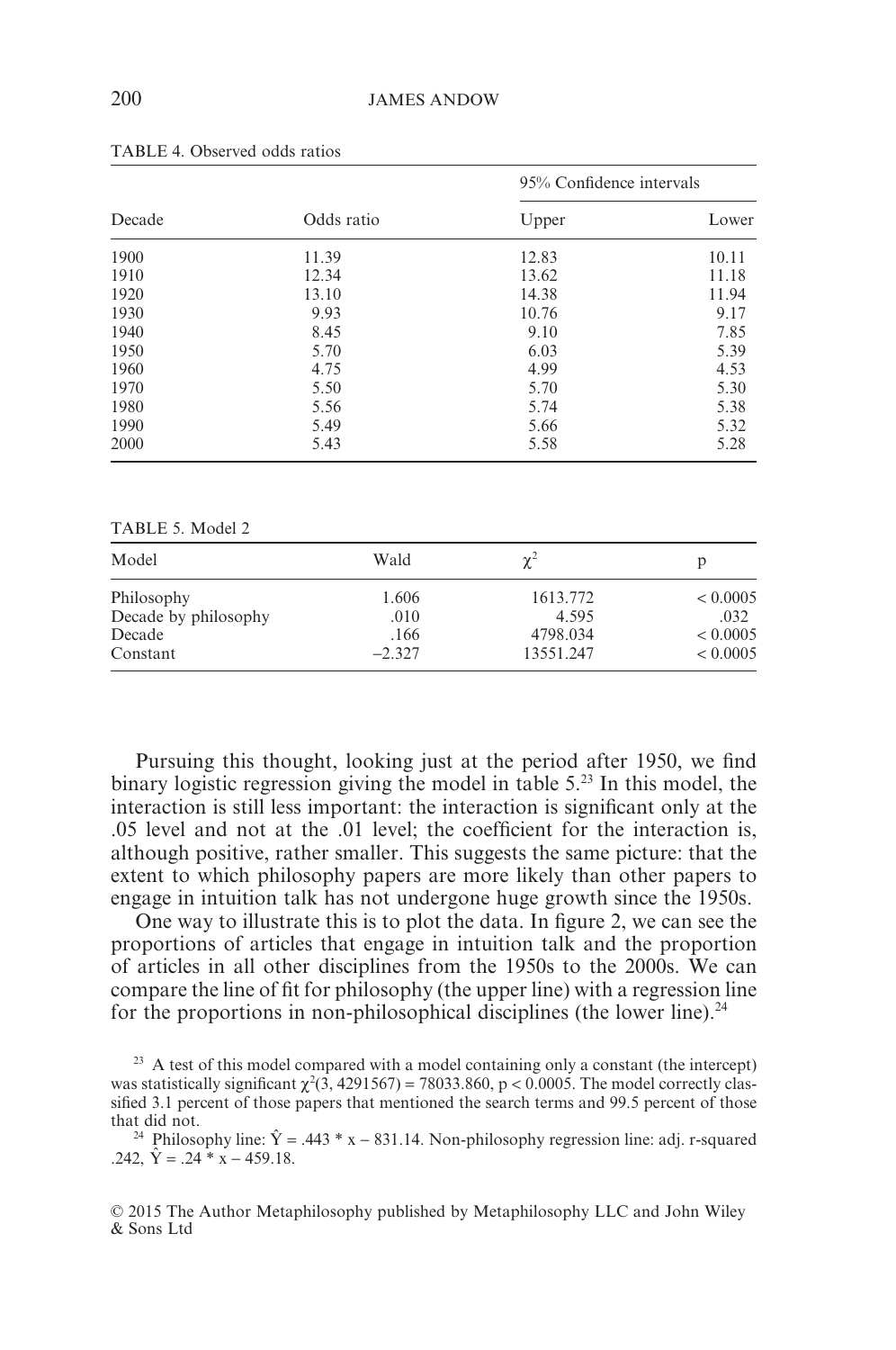TABLE 4. Observed odds ratios

| Decade | Odds ratio | 95% Confidence intervals | |
|---|---|---|---|
| | | Upper | Lower |
| 1900 | 11.39 | 12.83 | 10.11 |
| 1910 | 12.34 | 13.62 | 11.18 |
| 1920 | 13.10 | 14.38 | 11.94 |
| 1930 | 9.93 | 10.76 | 9.17 |
| 1940 | 8.45 | 9.10 | 7.85 |
| 1950 | 5.70 | 6.03 | 5.39 |
| 1960 | 4.75 | 4.99 | 4.53 |
| 1970 | 5.50 | 5.70 | 5.30 |
| 1980 | 5.56 | 5.74 | 5.38 |
| 1990 | 5.49 | 5.66 | 5.32 |
| 2000 | 5.43 | 5.58 | 5.28 |

TABLE 5. Model 2

| Model | Wald | $\chi^2$ | p |
|---|---|---|---|
| Philosophy | 1.606 | 1613.772 | < 0.0005 |
| Decade by philosophy | .010 | 4.595 | .032 |
| Decade | .166 | 4798.034 | < 0.0005 |
| Constant | −2.327 | 13551.247 | < 0.0005 |

Pursuing this thought, looking just at the period after 1950, we find binary logistic regression giving the model in table 5.[23] In this model, the interaction is still less important: the interaction is significant only at the .05 level and not at the .01 level; the coefficient for the interaction is, although positive, rather smaller. This suggests the same picture: that the extent to which philosophy papers are more likely than other papers to engage in intuition talk has not undergone huge growth since the 1950s.

One way to illustrate this is to plot the data. In figure 2, we can see the proportions of articles that engage in intuition talk and the proportion of articles in all other disciplines from the 1950s to the 2000s. We can compare the line of fit for philosophy (the upper line) with a regression line for the proportions in non-philosophical disciplines (the lower line).[24]

[23] A test of this model compared with a model containing only a constant (the intercept) was statistically significant $\chi^2(3, 4291567) = 78033.860$, $p < 0.0005$. The model correctly classified 3.1 percent of those papers that mentioned the search terms and 99.5 percent of those that did not.

[24] Philosophy line: $\hat{Y} = .443 * x - 831.14$. Non-philosophy regression line: adj. r-squared .242, $\hat{Y} = .24 * x - 459.18$.

© 2015 The Author Metaphilosophy published by Metaphilosophy LLC and John Wiley & Sons Ltd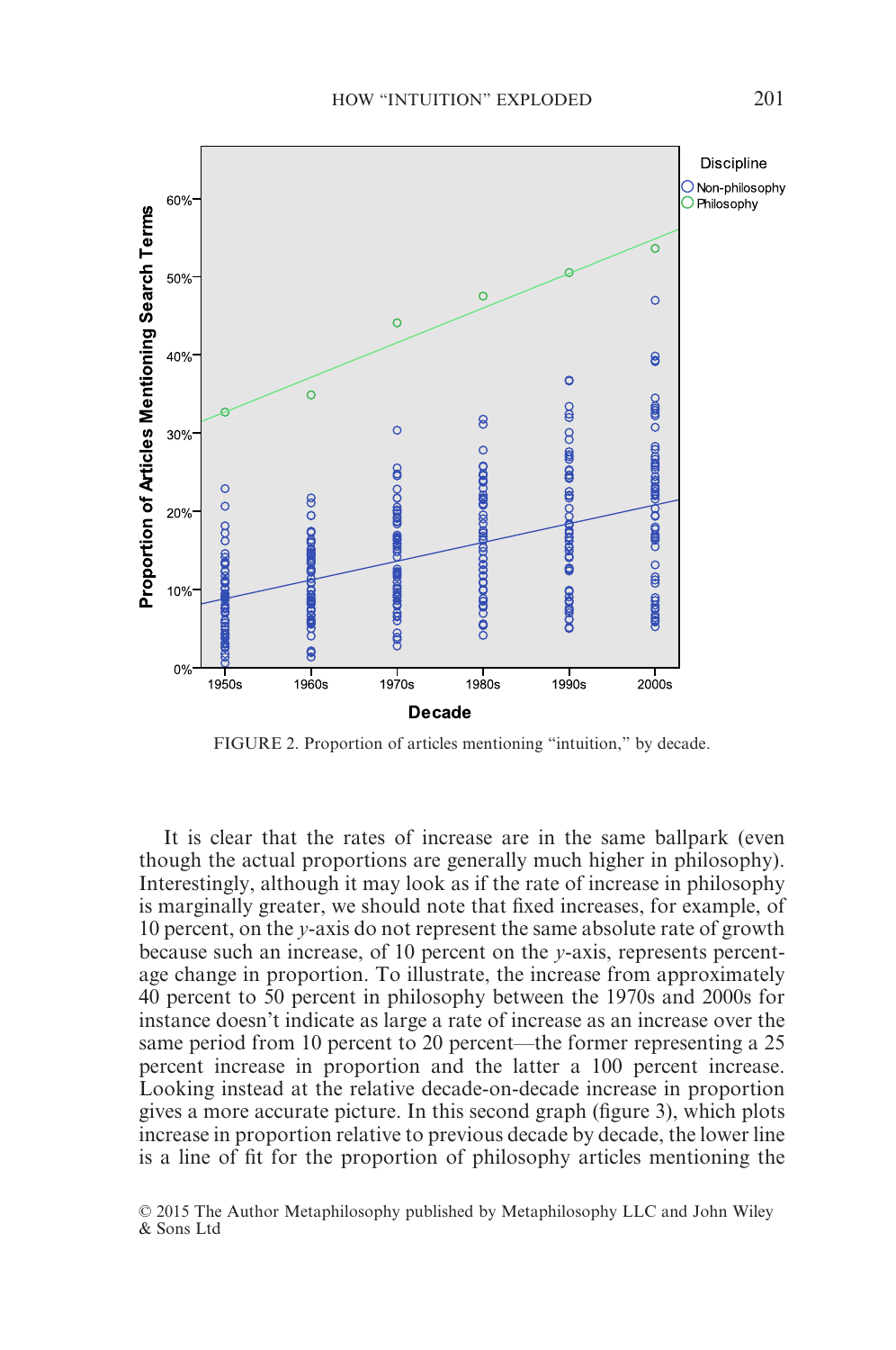FIGURE 2. Proportion of articles mentioning "intuition," by decade.

It is clear that the rates of increase are in the same ballpark (even though the actual proportions are generally much higher in philosophy). Interestingly, although it may look as if the rate of increase in philosophy is marginally greater, we should note that fixed increases, for example, of 10 percent, on the *y*-axis do not represent the same absolute rate of growth because such an increase, of 10 percent on the *y*-axis, represents percentage change in proportion. To illustrate, the increase from approximately 40 percent to 50 percent in philosophy between the 1970s and 2000s for instance doesn't indicate as large a rate of increase as an increase over the same period from 10 percent to 20 percent—the former representing a 25 percent increase in proportion and the latter a 100 percent increase. Looking instead at the relative decade-on-decade increase in proportion gives a more accurate picture. In this second graph (figure 3), which plots increase in proportion relative to previous decade by decade, the lower line is a line of fit for the proportion of philosophy articles mentioning the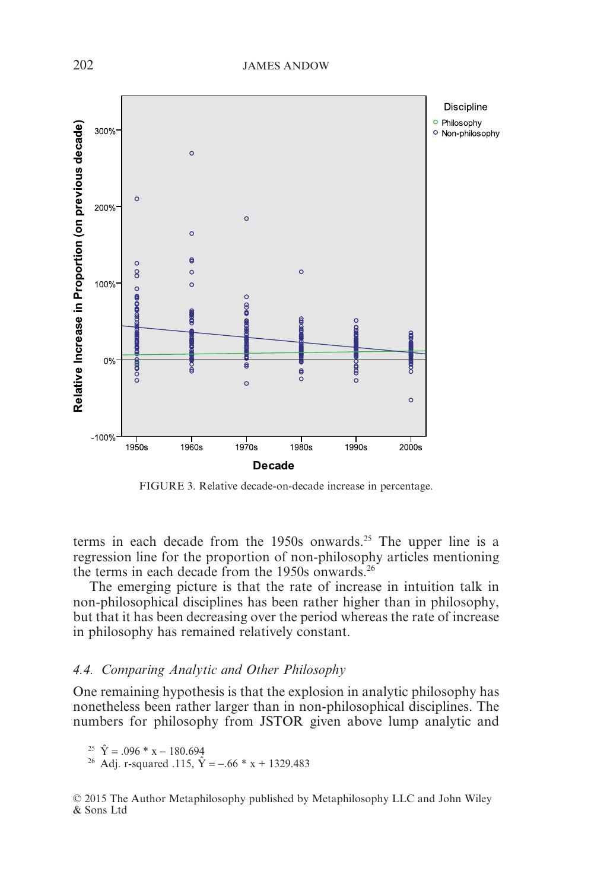FIGURE 3. Relative decade-on-decade increase in percentage.

terms in each decade from the 1950s onwards.[25] The upper line is a regression line for the proportion of non-philosophy articles mentioning the terms in each decade from the 1950s onwards.[26]

The emerging picture is that the rate of increase in intuition talk in non-philosophical disciplines has been rather higher than in philosophy, but that it has been decreasing over the period whereas the rate of increase in philosophy has remained relatively constant.

### *4.4. Comparing Analytic and Other Philosophy*

One remaining hypothesis is that the explosion in analytic philosophy has nonetheless been rather larger than in non-philosophical disciplines. The numbers for philosophy from JSTOR given above lump analytic and

[25] $\hat{Y} = .096 * x - 180.694$

[26] Adj. r-squared .115, $\hat{Y} = -.66 * x + 1329.483$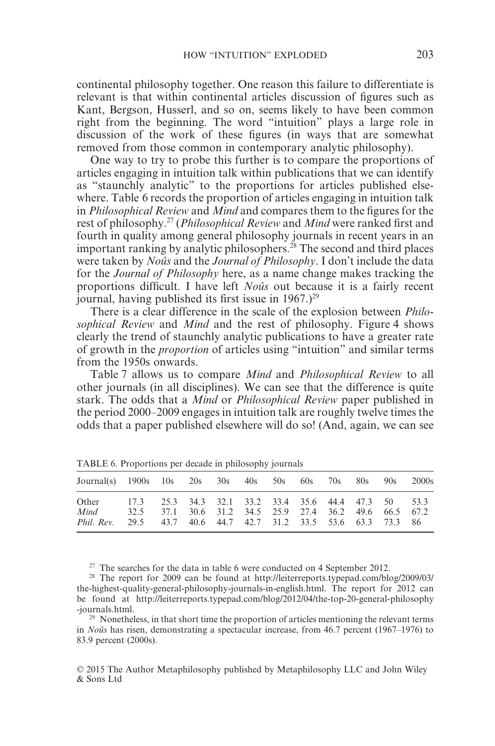continental philosophy together. One reason this failure to differentiate is relevant is that within continental articles discussion of figures such as Kant, Bergson, Husserl, and so on, seems likely to have been common right from the beginning. The word "intuition" plays a large role in discussion of the work of these figures (in ways that are somewhat removed from those common in contemporary analytic philosophy).

One way to try to probe this further is to compare the proportions of articles engaging in intuition talk within publications that we can identify as "staunchly analytic" to the proportions for articles published elsewhere. Table 6 records the proportion of articles engaging in intuition talk in *Philosophical Review* and *Mind* and compares them to the figures for the rest of philosophy.[27] (*Philosophical Review* and *Mind* were ranked first and fourth in quality among general philosophy journals in recent years in an important ranking by analytic philosophers.[28] The second and third places were taken by *Noûs* and the *Journal of Philosophy*. I don't include the data for the *Journal of Philosophy* here, as a name change makes tracking the proportions difficult. I have left *Noûs* out because it is a fairly recent journal, having published its first issue in 1967.)[29]

There is a clear difference in the scale of the explosion between *Philosophical Review* and *Mind* and the rest of philosophy. Figure 4 shows clearly the trend of staunchly analytic publications to have a greater rate of growth in the *proportion* of articles using "intuition" and similar terms from the 1950s onwards.

Table 7 allows us to compare *Mind* and *Philosophical Review* to all other journals (in all disciplines). We can see that the difference is quite stark. The odds that a *Mind* or *Philosophical Review* paper published in the period 2000–2009 engages in intuition talk are roughly twelve times the odds that a paper published elsewhere will do so! (And, again, we can see

TABLE 6. Proportions per decade in philosophy journals

| Journal(s) | 1900s | 10s | 20s | 30s | 40s | 50s | 60s | 70s | 80s | 90s | 2000s |
|---|---|---|---|---|---|---|---|---|---|---|---|
| Other | 17.3 | 25.3 | 34.3 | 32.1 | 33.2 | 33.4 | 35.6 | 44.4 | 47.3 | 50 | 53.3 |
| *Mind* | 32.5 | 37.1 | 30.6 | 31.2 | 34.5 | 25.9 | 27.4 | 36.2 | 49.6 | 66.5 | 67.2 |
| *Phil. Rev.* | 29.5 | 43.7 | 40.6 | 44.7 | 42.7 | 31.2 | 33.5 | 53.6 | 63.3 | 73.3 | 86 |

[27] The searches for the data in table 6 were conducted on 4 September 2012.

[28] The report for 2009 can be found at http://leiterreports.typepad.com/blog/2009/03/the-highest-quality-general-philosophy-journals-in-english.html. The report for 2012 can be found at http://leiterreports.typepad.com/blog/2012/04/the-top-20-general-philosophy-journals.html.

[29] Nonetheless, in that short time the proportion of articles mentioning the relevant terms in *Noûs* has risen, demonstrating a spectacular increase, from 46.7 percent (1967–1976) to 83.9 percent (2000s).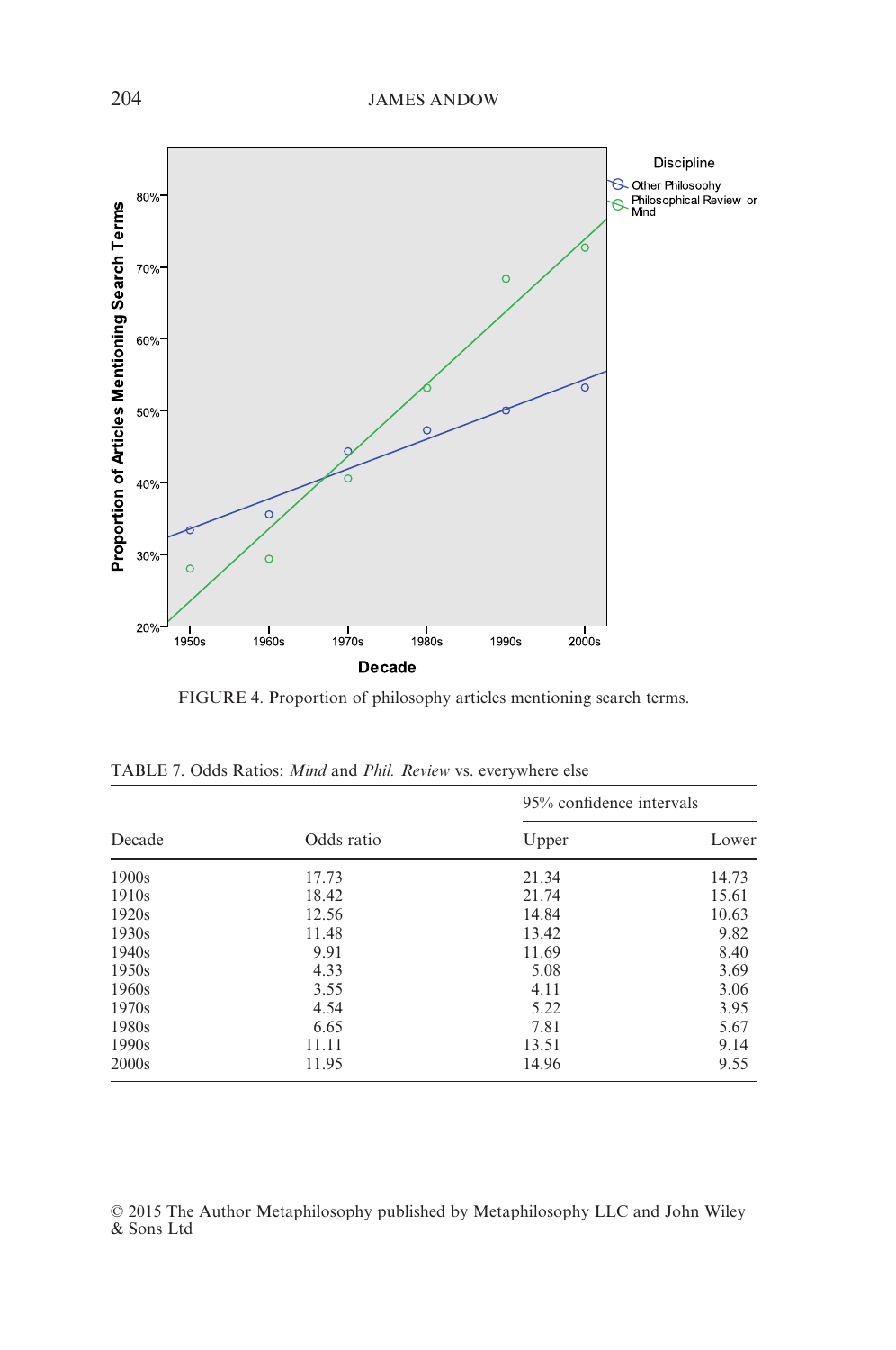FIGURE 4. Proportion of philosophy articles mentioning search terms.

TABLE 7. Odds Ratios: *Mind* and *Phil. Review* vs. everywhere else

| Decade | Odds ratio | 95% confidence intervals | |
|---|---|---|---|
| | | Upper | Lower |
| 1900s | 17.73 | 21.34 | 14.73 |
| 1910s | 18.42 | 21.74 | 15.61 |
| 1920s | 12.56 | 14.84 | 10.63 |
| 1930s | 11.48 | 13.42 | 9.82 |
| 1940s | 9.91 | 11.69 | 8.40 |
| 1950s | 4.33 | 5.08 | 3.69 |
| 1960s | 3.55 | 4.11 | 3.06 |
| 1970s | 4.54 | 5.22 | 3.95 |
| 1980s | 6.65 | 7.81 | 5.67 |
| 1990s | 11.11 | 13.51 | 9.14 |
| 2000s | 11.95 | 14.96 | 9.55 |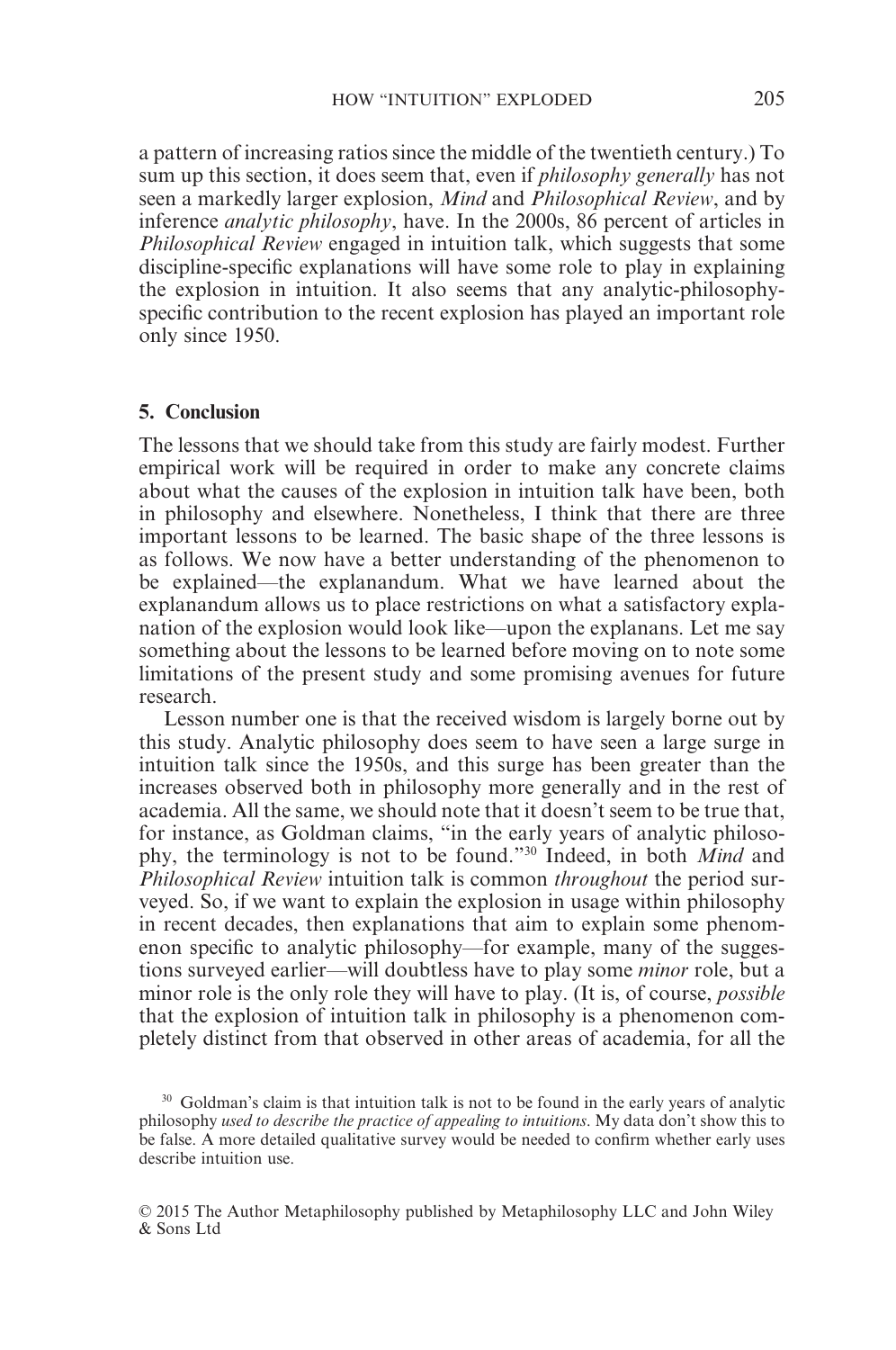a pattern of increasing ratios since the middle of the twentieth century.) To sum up this section, it does seem that, even if *philosophy generally* has not seen a markedly larger explosion, *Mind* and *Philosophical Review*, and by inference *analytic philosophy*, have. In the 2000s, 86 percent of articles in *Philosophical Review* engaged in intuition talk, which suggests that some discipline-specific explanations will have some role to play in explaining the explosion in intuition. It also seems that any analytic-philosophy-specific contribution to the recent explosion has played an important role only since 1950.

## 5. Conclusion

The lessons that we should take from this study are fairly modest. Further empirical work will be required in order to make any concrete claims about what the causes of the explosion in intuition talk have been, both in philosophy and elsewhere. Nonetheless, I think that there are three important lessons to be learned. The basic shape of the three lessons is as follows. We now have a better understanding of the phenomenon to be explained—the explanandum. What we have learned about the explanandum allows us to place restrictions on what a satisfactory explanation of the explosion would look like—upon the explanans. Let me say something about the lessons to be learned before moving on to note some limitations of the present study and some promising avenues for future research.

Lesson number one is that the received wisdom is largely borne out by this study. Analytic philosophy does seem to have seen a large surge in intuition talk since the 1950s, and this surge has been greater than the increases observed both in philosophy more generally and in the rest of academia. All the same, we should note that it doesn't seem to be true that, for instance, as Goldman claims, "in the early years of analytic philosophy, the terminology is not to be found."[30] Indeed, in both *Mind* and *Philosophical Review* intuition talk is common *throughout* the period surveyed. So, if we want to explain the explosion in usage within philosophy in recent decades, then explanations that aim to explain some phenomenon specific to analytic philosophy—for example, many of the suggestions surveyed earlier—will doubtless have to play some *minor* role, but a minor role is the only role they will have to play. (It is, of course, *possible* that the explosion of intuition talk in philosophy is a phenomenon completely distinct from that observed in other areas of academia, for all the

[30] Goldman's claim is that intuition talk is not to be found in the early years of analytic philosophy *used to describe the practice of appealing to intuitions*. My data don't show this to be false. A more detailed qualitative survey would be needed to confirm whether early uses describe intuition use.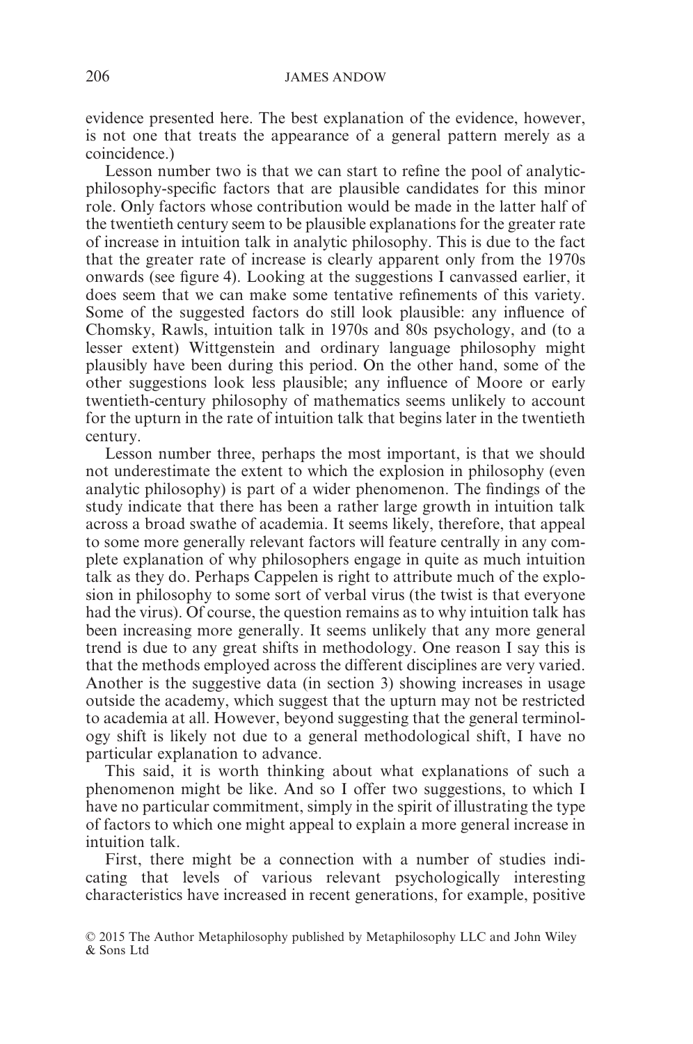evidence presented here. The best explanation of the evidence, however, is not one that treats the appearance of a general pattern merely as a coincidence.)

Lesson number two is that we can start to refine the pool of analytic-philosophy-specific factors that are plausible candidates for this minor role. Only factors whose contribution would be made in the latter half of the twentieth century seem to be plausible explanations for the greater rate of increase in intuition talk in analytic philosophy. This is due to the fact that the greater rate of increase is clearly apparent only from the 1970s onwards (see figure 4). Looking at the suggestions I canvassed earlier, it does seem that we can make some tentative refinements of this variety. Some of the suggested factors do still look plausible: any influence of Chomsky, Rawls, intuition talk in 1970s and 80s psychology, and (to a lesser extent) Wittgenstein and ordinary language philosophy might plausibly have been during this period. On the other hand, some of the other suggestions look less plausible; any influence of Moore or early twentieth-century philosophy of mathematics seems unlikely to account for the upturn in the rate of intuition talk that begins later in the twentieth century.

Lesson number three, perhaps the most important, is that we should not underestimate the extent to which the explosion in philosophy (even analytic philosophy) is part of a wider phenomenon. The findings of the study indicate that there has been a rather large growth in intuition talk across a broad swathe of academia. It seems likely, therefore, that appeal to some more generally relevant factors will feature centrally in any complete explanation of why philosophers engage in quite as much intuition talk as they do. Perhaps Cappelen is right to attribute much of the explosion in philosophy to some sort of verbal virus (the twist is that everyone had the virus). Of course, the question remains as to why intuition talk has been increasing more generally. It seems unlikely that any more general trend is due to any great shifts in methodology. One reason I say this is that the methods employed across the different disciplines are very varied. Another is the suggestive data (in section 3) showing increases in usage outside the academy, which suggest that the upturn may not be restricted to academia at all. However, beyond suggesting that the general terminology shift is likely not due to a general methodological shift, I have no particular explanation to advance.

This said, it is worth thinking about what explanations of such a phenomenon might be like. And so I offer two suggestions, to which I have no particular commitment, simply in the spirit of illustrating the type of factors to which one might appeal to explain a more general increase in intuition talk.

First, there might be a connection with a number of studies indicating that levels of various relevant psychologically interesting characteristics have increased in recent generations, for example, positive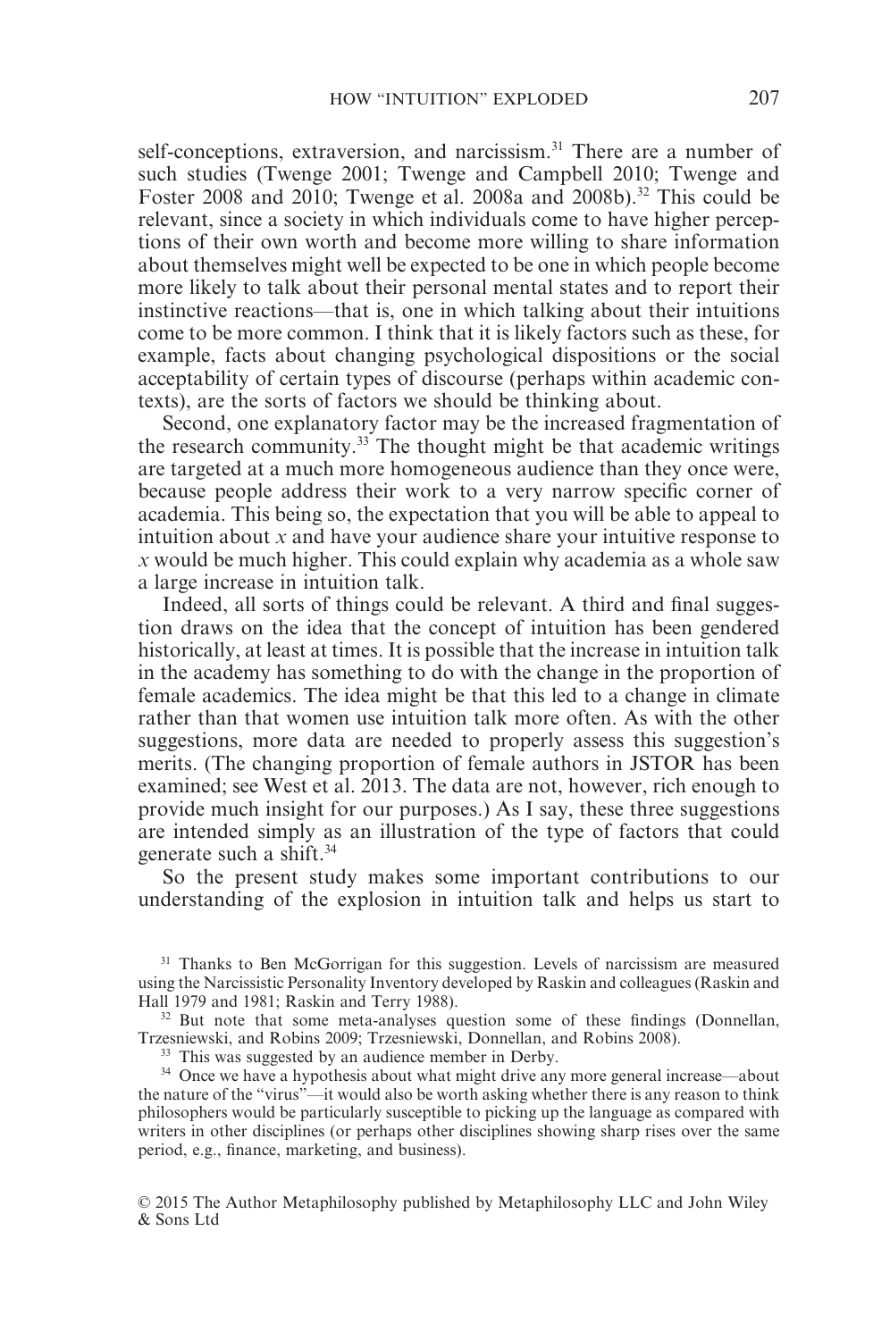self-conceptions, extraversion, and narcissism.[31] There are a number of such studies (Twenge 2001; Twenge and Campbell 2010; Twenge and Foster 2008 and 2010; Twenge et al. 2008a and 2008b).[32] This could be relevant, since a society in which individuals come to have higher perceptions of their own worth and become more willing to share information about themselves might well be expected to be one in which people become more likely to talk about their personal mental states and to report their instinctive reactions—that is, one in which talking about their intuitions come to be more common. I think that it is likely factors such as these, for example, facts about changing psychological dispositions or the social acceptability of certain types of discourse (perhaps within academic contexts), are the sorts of factors we should be thinking about.

Second, one explanatory factor may be the increased fragmentation of the research community.[33] The thought might be that academic writings are targeted at a much more homogeneous audience than they once were, because people address their work to a very narrow specific corner of academia. This being so, the expectation that you will be able to appeal to intuition about *x* and have your audience share your intuitive response to *x* would be much higher. This could explain why academia as a whole saw a large increase in intuition talk.

Indeed, all sorts of things could be relevant. A third and final suggestion draws on the idea that the concept of intuition has been gendered historically, at least at times. It is possible that the increase in intuition talk in the academy has something to do with the change in the proportion of female academics. The idea might be that this led to a change in climate rather than that women use intuition talk more often. As with the other suggestions, more data are needed to properly assess this suggestion's merits. (The changing proportion of female authors in JSTOR has been examined; see West et al. 2013. The data are not, however, rich enough to provide much insight for our purposes.) As I say, these three suggestions are intended simply as an illustration of the type of factors that could generate such a shift.[34]

So the present study makes some important contributions to our understanding of the explosion in intuition talk and helps us start to

[31] Thanks to Ben McGorrigan for this suggestion. Levels of narcissism are measured using the Narcissistic Personality Inventory developed by Raskin and colleagues (Raskin and Hall 1979 and 1981; Raskin and Terry 1988).

[32] But note that some meta-analyses question some of these findings (Donnellan, Trzesniewski, and Robins 2009; Trzesniewski, Donnellan, and Robins 2008).

[33] This was suggested by an audience member in Derby.

[34] Once we have a hypothesis about what might drive any more general increase—about the nature of the "virus"—it would also be worth asking whether there is any reason to think philosophers would be particularly susceptible to picking up the language as compared with writers in other disciplines (or perhaps other disciplines showing sharp rises over the same period, e.g., finance, marketing, and business).

© 2015 The Author Metaphilosophy published by Metaphilosophy LLC and John Wiley & Sons Ltd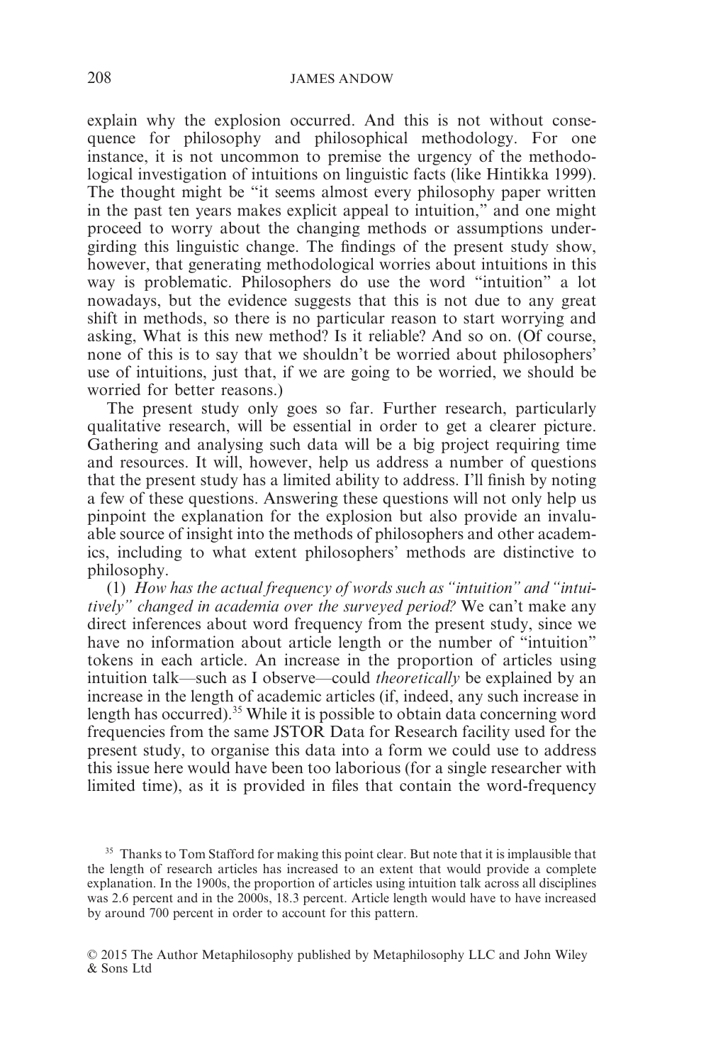explain why the explosion occurred. And this is not without consequence for philosophy and philosophical methodology. For one instance, it is not uncommon to premise the urgency of the methodological investigation of intuitions on linguistic facts (like Hintikka 1999). The thought might be "it seems almost every philosophy paper written in the past ten years makes explicit appeal to intuition," and one might proceed to worry about the changing methods or assumptions undergirding this linguistic change. The findings of the present study show, however, that generating methodological worries about intuitions in this way is problematic. Philosophers do use the word "intuition" a lot nowadays, but the evidence suggests that this is not due to any great shift in methods, so there is no particular reason to start worrying and asking, What is this new method? Is it reliable? And so on. (Of course, none of this is to say that we shouldn't be worried about philosophers' use of intuitions, just that, if we are going to be worried, we should be worried for better reasons.)

The present study only goes so far. Further research, particularly qualitative research, will be essential in order to get a clearer picture. Gathering and analysing such data will be a big project requiring time and resources. It will, however, help us address a number of questions that the present study has a limited ability to address. I'll finish by noting a few of these questions. Answering these questions will not only help us pinpoint the explanation for the explosion but also provide an invaluable source of insight into the methods of philosophers and other academics, including to what extent philosophers' methods are distinctive to philosophy.

(1) *How has the actual frequency of words such as "intuition" and "intuitively" changed in academia over the surveyed period?* We can't make any direct inferences about word frequency from the present study, since we have no information about article length or the number of "intuition" tokens in each article. An increase in the proportion of articles using intuition talk—such as I observe—could *theoretically* be explained by an increase in the length of academic articles (if, indeed, any such increase in length has occurred).[35] While it is possible to obtain data concerning word frequencies from the same JSTOR Data for Research facility used for the present study, to organise this data into a form we could use to address this issue here would have been too laborious (for a single researcher with limited time), as it is provided in files that contain the word-frequency

[35] Thanks to Tom Stafford for making this point clear. But note that it is implausible that the length of research articles has increased to an extent that would provide a complete explanation. In the 1900s, the proportion of articles using intuition talk across all disciplines was 2.6 percent and in the 2000s, 18.3 percent. Article length would have to have increased by around 700 percent in order to account for this pattern.

© 2015 The Author Metaphilosophy published by Metaphilosophy LLC and John Wiley & Sons Ltd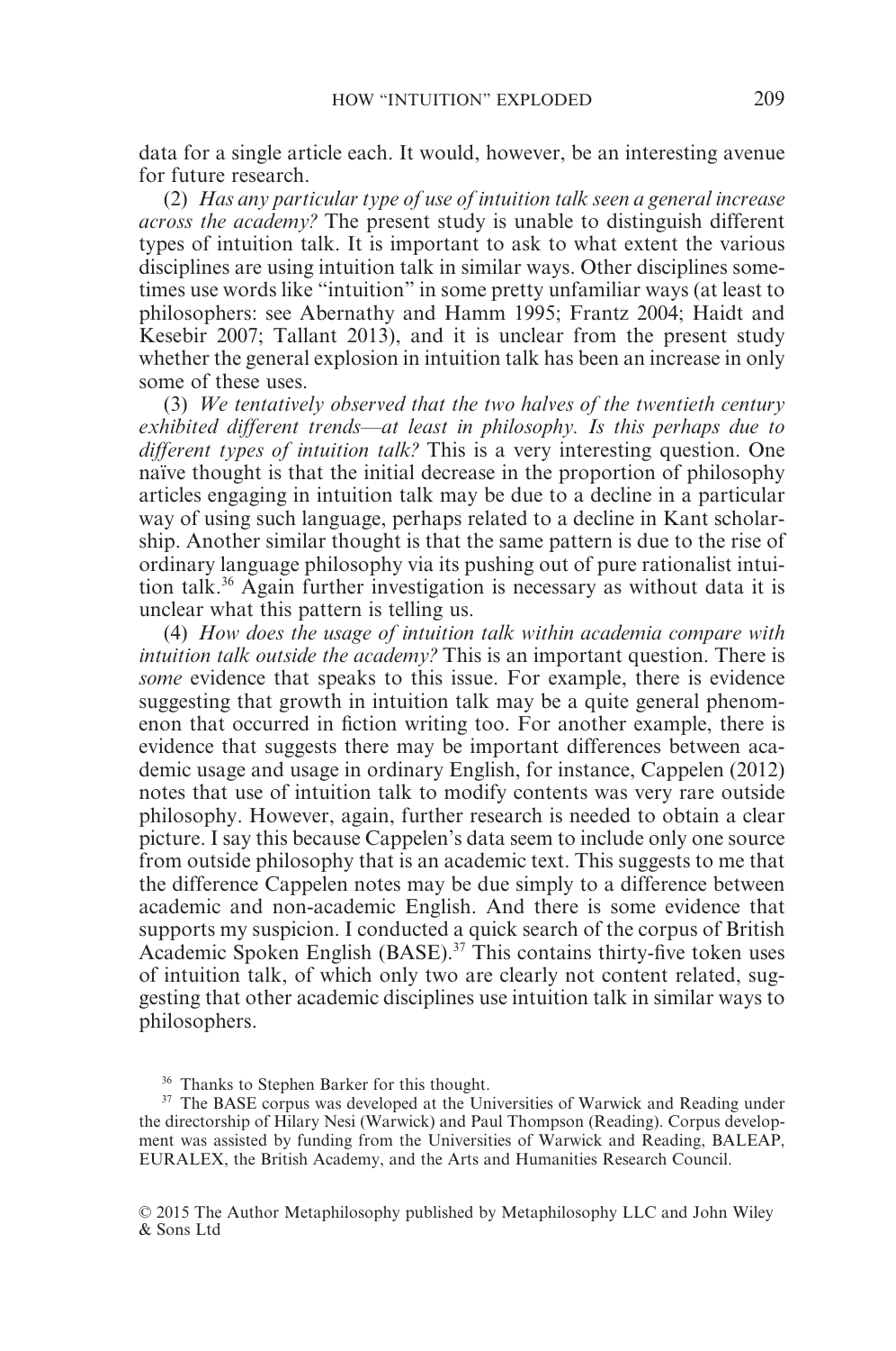data for a single article each. It would, however, be an interesting avenue for future research.

(2) *Has any particular type of use of intuition talk seen a general increase across the academy?* The present study is unable to distinguish different types of intuition talk. It is important to ask to what extent the various disciplines are using intuition talk in similar ways. Other disciplines sometimes use words like "intuition" in some pretty unfamiliar ways (at least to philosophers: see Abernathy and Hamm 1995; Frantz 2004; Haidt and Kesebir 2007; Tallant 2013), and it is unclear from the present study whether the general explosion in intuition talk has been an increase in only some of these uses.

(3) *We tentatively observed that the two halves of the twentieth century exhibited different trends—at least in philosophy. Is this perhaps due to different types of intuition talk?* This is a very interesting question. One naïve thought is that the initial decrease in the proportion of philosophy articles engaging in intuition talk may be due to a decline in a particular way of using such language, perhaps related to a decline in Kant scholarship. Another similar thought is that the same pattern is due to the rise of ordinary language philosophy via its pushing out of pure rationalist intuition talk.[36] Again further investigation is necessary as without data it is unclear what this pattern is telling us.

(4) *How does the usage of intuition talk within academia compare with intuition talk outside the academy?* This is an important question. There is *some* evidence that speaks to this issue. For example, there is evidence suggesting that growth in intuition talk may be a quite general phenomenon that occurred in fiction writing too. For another example, there is evidence that suggests there may be important differences between academic usage and usage in ordinary English, for instance, Cappelen (2012) notes that use of intuition talk to modify contents was very rare outside philosophy. However, again, further research is needed to obtain a clear picture. I say this because Cappelen's data seem to include only one source from outside philosophy that is an academic text. This suggests to me that the difference Cappelen notes may be due simply to a difference between academic and non-academic English. And there is some evidence that supports my suspicion. I conducted a quick search of the corpus of British Academic Spoken English (BASE).[37] This contains thirty-five token uses of intuition talk, of which only two are clearly not content related, suggesting that other academic disciplines use intuition talk in similar ways to philosophers.

[36] Thanks to Stephen Barker for this thought.

[37] The BASE corpus was developed at the Universities of Warwick and Reading under the directorship of Hilary Nesi (Warwick) and Paul Thompson (Reading). Corpus development was assisted by funding from the Universities of Warwick and Reading, BALEAP, EURALEX, the British Academy, and the Arts and Humanities Research Council.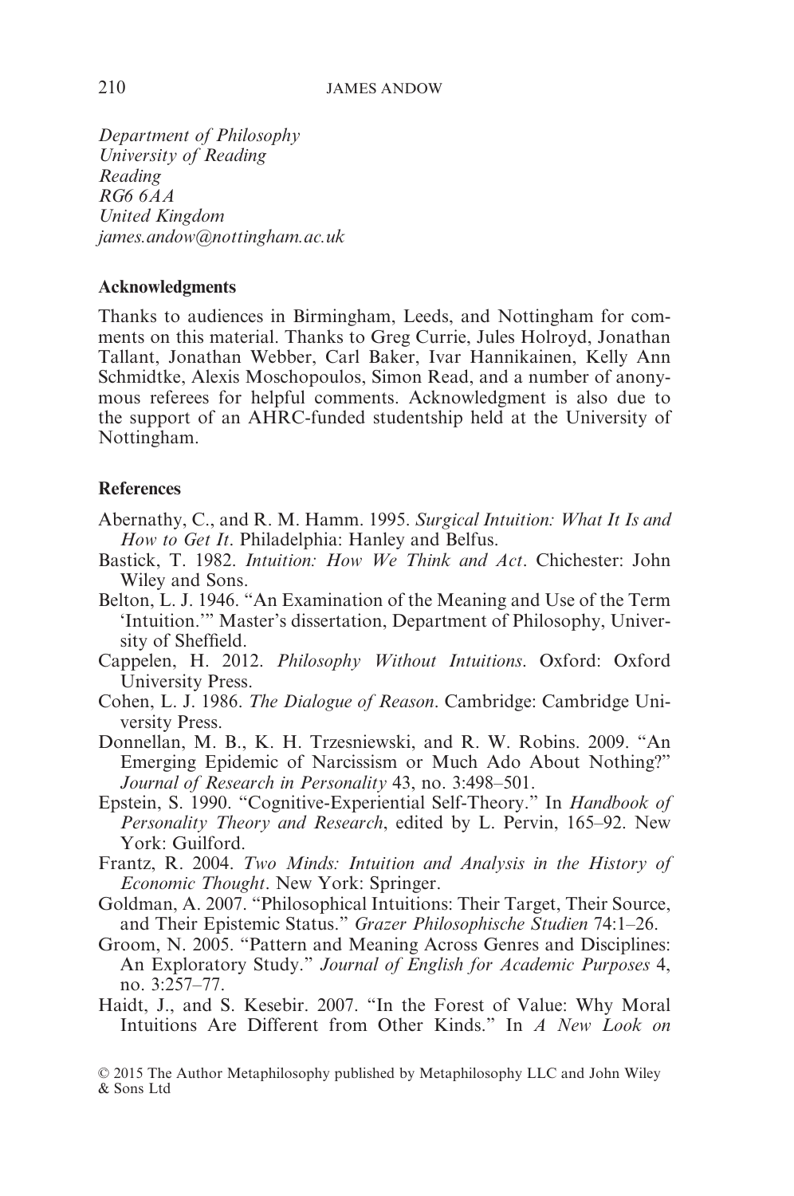*Department of Philosophy*
*University of Reading*
*Reading*
*RG6 6AA*
*United Kingdom*
*james.andow@nottingham.ac.uk*

## Acknowledgments

Thanks to audiences in Birmingham, Leeds, and Nottingham for comments on this material. Thanks to Greg Currie, Jules Holroyd, Jonathan Tallant, Jonathan Webber, Carl Baker, Ivar Hannikainen, Kelly Ann Schmidtke, Alexis Moschopoulos, Simon Read, and a number of anonymous referees for helpful comments. Acknowledgment is also due to the support of an AHRC-funded studentship held at the University of Nottingham.

## References

Abernathy, C., and R. M. Hamm. 1995. *Surgical Intuition: What It Is and How to Get It*. Philadelphia: Hanley and Belfus.

Bastick, T. 1982. *Intuition: How We Think and Act*. Chichester: John Wiley and Sons.

Belton, L. J. 1946. "An Examination of the Meaning and Use of the Term 'Intuition.'" Master's dissertation, Department of Philosophy, University of Sheffield.

Cappelen, H. 2012. *Philosophy Without Intuitions*. Oxford: Oxford University Press.

Cohen, L. J. 1986. *The Dialogue of Reason*. Cambridge: Cambridge University Press.

Donnellan, M. B., K. H. Trzesniewski, and R. W. Robins. 2009. "An Emerging Epidemic of Narcissism or Much Ado About Nothing?" *Journal of Research in Personality* 43, no. 3:498–501.

Epstein, S. 1990. "Cognitive-Experiential Self-Theory." In *Handbook of Personality Theory and Research*, edited by L. Pervin, 165–92. New York: Guilford.

Frantz, R. 2004. *Two Minds: Intuition and Analysis in the History of Economic Thought*. New York: Springer.

Goldman, A. 2007. "Philosophical Intuitions: Their Target, Their Source, and Their Epistemic Status." *Grazer Philosophische Studien* 74:1–26.

Groom, N. 2005. "Pattern and Meaning Across Genres and Disciplines: An Exploratory Study." *Journal of English for Academic Purposes* 4, no. 3:257–77.

Haidt, J., and S. Kesebir. 2007. "In the Forest of Value: Why Moral Intuitions Are Different from Other Kinds." In *A New Look on*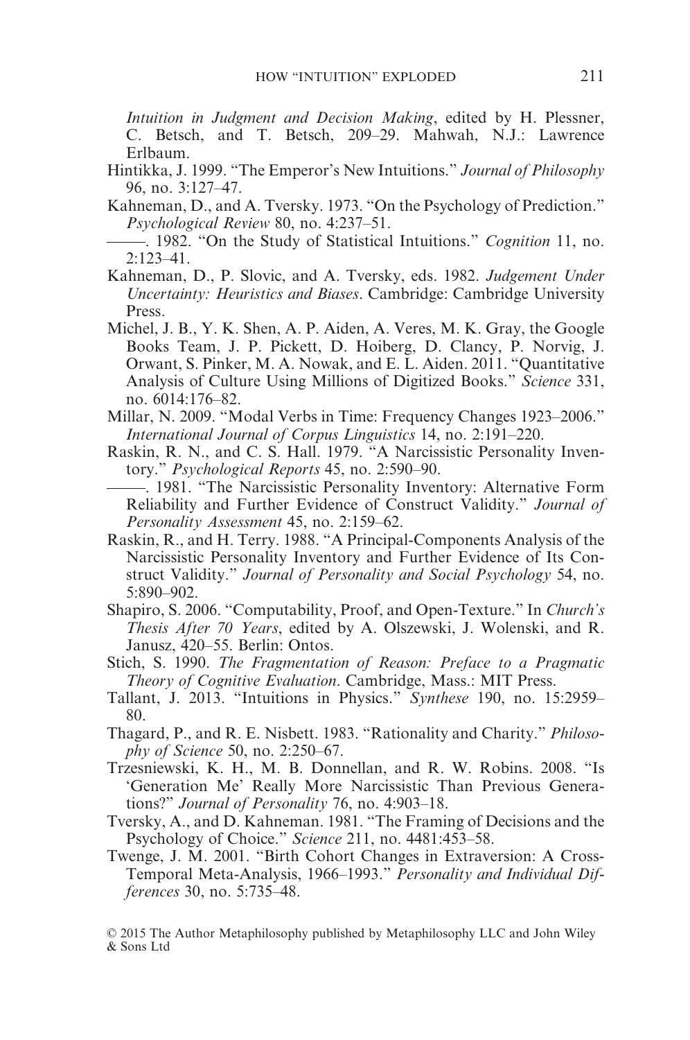*Intuition in Judgment and Decision Making*, edited by H. Plessner, C. Betsch, and T. Betsch, 209–29. Mahwah, N.J.: Lawrence Erlbaum.

Hintikka, J. 1999. "The Emperor's New Intuitions." *Journal of Philosophy* 96, no. 3:127–47.

Kahneman, D., and A. Tversky. 1973. "On the Psychology of Prediction." *Psychological Review* 80, no. 4:237–51.

———. 1982. "On the Study of Statistical Intuitions." *Cognition* 11, no. 2:123–41.

Kahneman, D., P. Slovic, and A. Tversky, eds. 1982. *Judgement Under Uncertainty: Heuristics and Biases*. Cambridge: Cambridge University Press.

Michel, J. B., Y. K. Shen, A. P. Aiden, A. Veres, M. K. Gray, the Google Books Team, J. P. Pickett, D. Hoiberg, D. Clancy, P. Norvig, J. Orwant, S. Pinker, M. A. Nowak, and E. L. Aiden. 2011. "Quantitative Analysis of Culture Using Millions of Digitized Books." *Science* 331, no. 6014:176–82.

Millar, N. 2009. "Modal Verbs in Time: Frequency Changes 1923–2006." *International Journal of Corpus Linguistics* 14, no. 2:191–220.

Raskin, R. N., and C. S. Hall. 1979. "A Narcissistic Personality Inventory." *Psychological Reports* 45, no. 2:590–90.

———. 1981. "The Narcissistic Personality Inventory: Alternative Form Reliability and Further Evidence of Construct Validity." *Journal of Personality Assessment* 45, no. 2:159–62.

Raskin, R., and H. Terry. 1988. "A Principal-Components Analysis of the Narcissistic Personality Inventory and Further Evidence of Its Construct Validity." *Journal of Personality and Social Psychology* 54, no. 5:890–902.

Shapiro, S. 2006. "Computability, Proof, and Open-Texture." In *Church's Thesis After 70 Years*, edited by A. Olszewski, J. Wolenski, and R. Janusz, 420–55. Berlin: Ontos.

Stich, S. 1990. *The Fragmentation of Reason: Preface to a Pragmatic Theory of Cognitive Evaluation*. Cambridge, Mass.: MIT Press.

Tallant, J. 2013. "Intuitions in Physics." *Synthese* 190, no. 15:2959–80.

Thagard, P., and R. E. Nisbett. 1983. "Rationality and Charity." *Philosophy of Science* 50, no. 2:250–67.

Trzesniewski, K. H., M. B. Donnellan, and R. W. Robins. 2008. "Is 'Generation Me' Really More Narcissistic Than Previous Generations?" *Journal of Personality* 76, no. 4:903–18.

Tversky, A., and D. Kahneman. 1981. "The Framing of Decisions and the Psychology of Choice." *Science* 211, no. 4481:453–58.

Twenge, J. M. 2001. "Birth Cohort Changes in Extraversion: A Cross-Temporal Meta-Analysis, 1966–1993." *Personality and Individual Differences* 30, no. 5:735–48.

© 2015 The Author Metaphilosophy published by Metaphilosophy LLC and John Wiley & Sons Ltd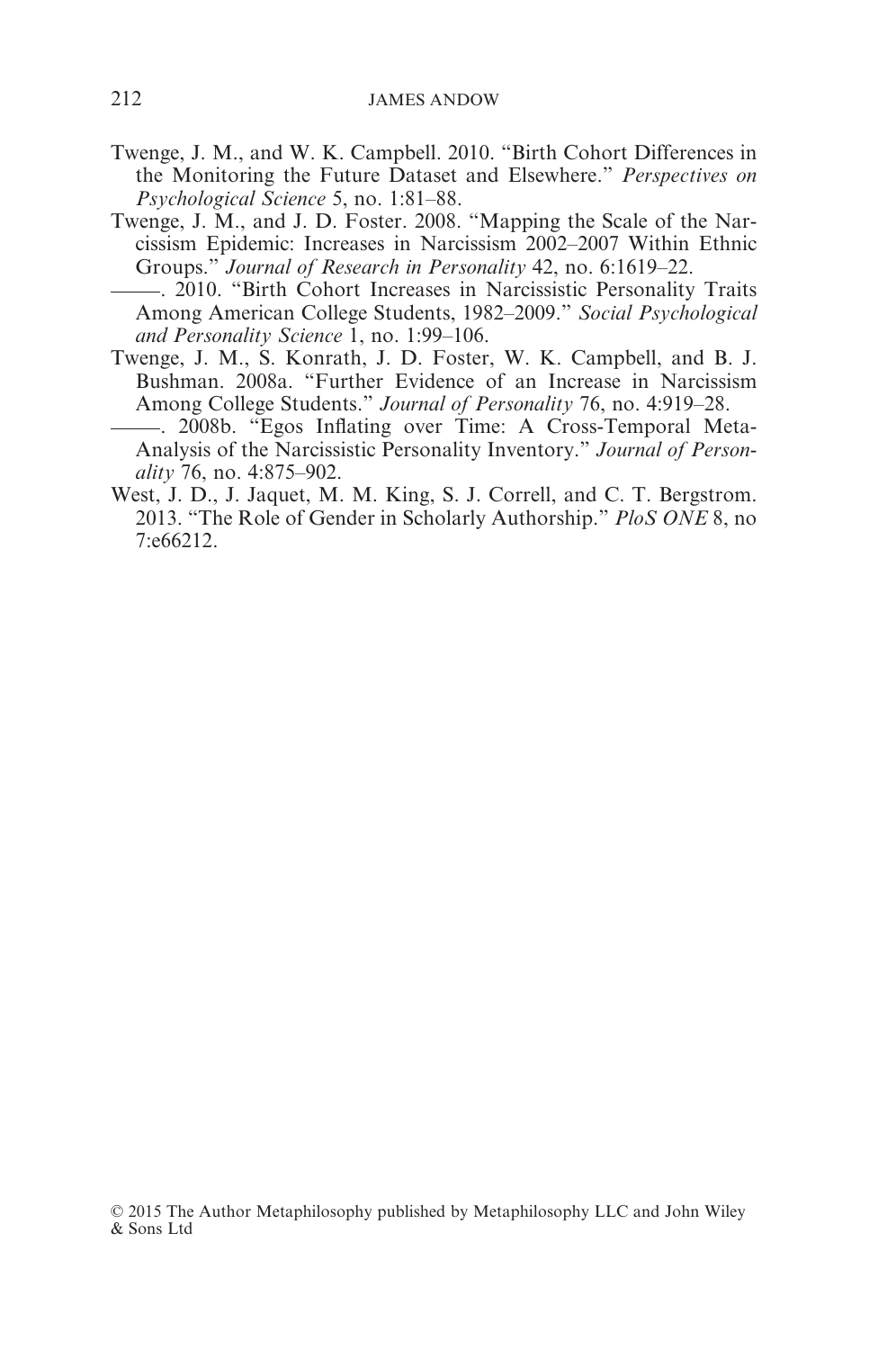Twenge, J. M., and W. K. Campbell. 2010. "Birth Cohort Differences in the Monitoring the Future Dataset and Elsewhere." *Perspectives on Psychological Science* 5, no. 1:81–88.

Twenge, J. M., and J. D. Foster. 2008. "Mapping the Scale of the Narcissism Epidemic: Increases in Narcissism 2002–2007 Within Ethnic Groups." *Journal of Research in Personality* 42, no. 6:1619–22.

———. 2010. "Birth Cohort Increases in Narcissistic Personality Traits Among American College Students, 1982–2009." *Social Psychological and Personality Science* 1, no. 1:99–106.

Twenge, J. M., S. Konrath, J. D. Foster, W. K. Campbell, and B. J. Bushman. 2008a. "Further Evidence of an Increase in Narcissism Among College Students." *Journal of Personality* 76, no. 4:919–28.

———. 2008b. "Egos Inflating over Time: A Cross-Temporal Meta-Analysis of the Narcissistic Personality Inventory." *Journal of Personality* 76, no. 4:875–902.

West, J. D., J. Jaquet, M. M. King, S. J. Correll, and C. T. Bergstrom. 2013. "The Role of Gender in Scholarly Authorship." *PloS ONE* 8, no 7:e66212.